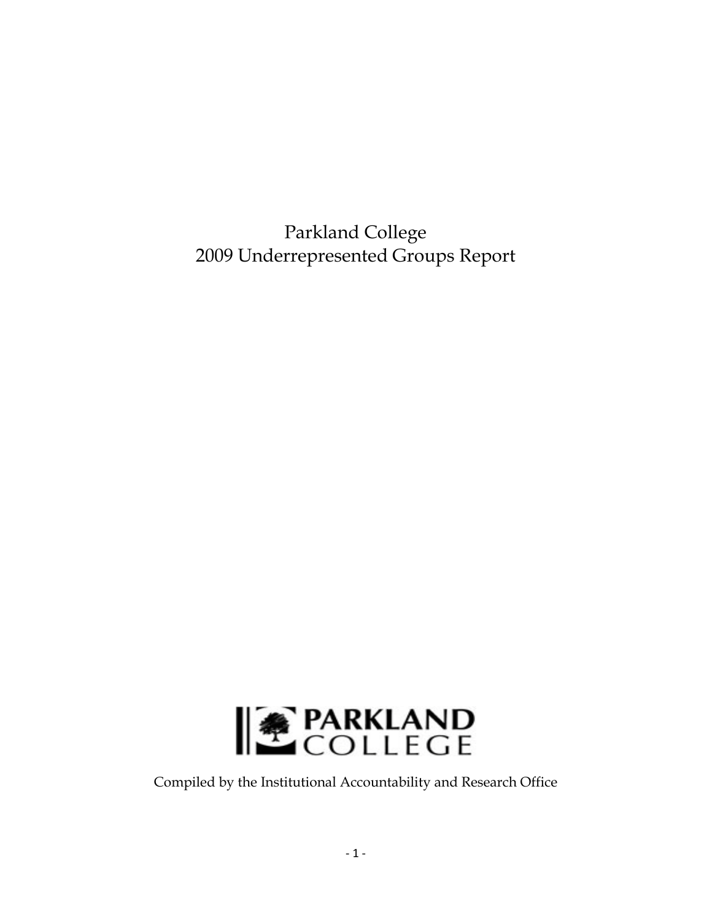# Parkland College
# 2009 Underrepresented Groups Report

PARKLAND COLLEGE

Compiled by the Institutional Accountability and Research Office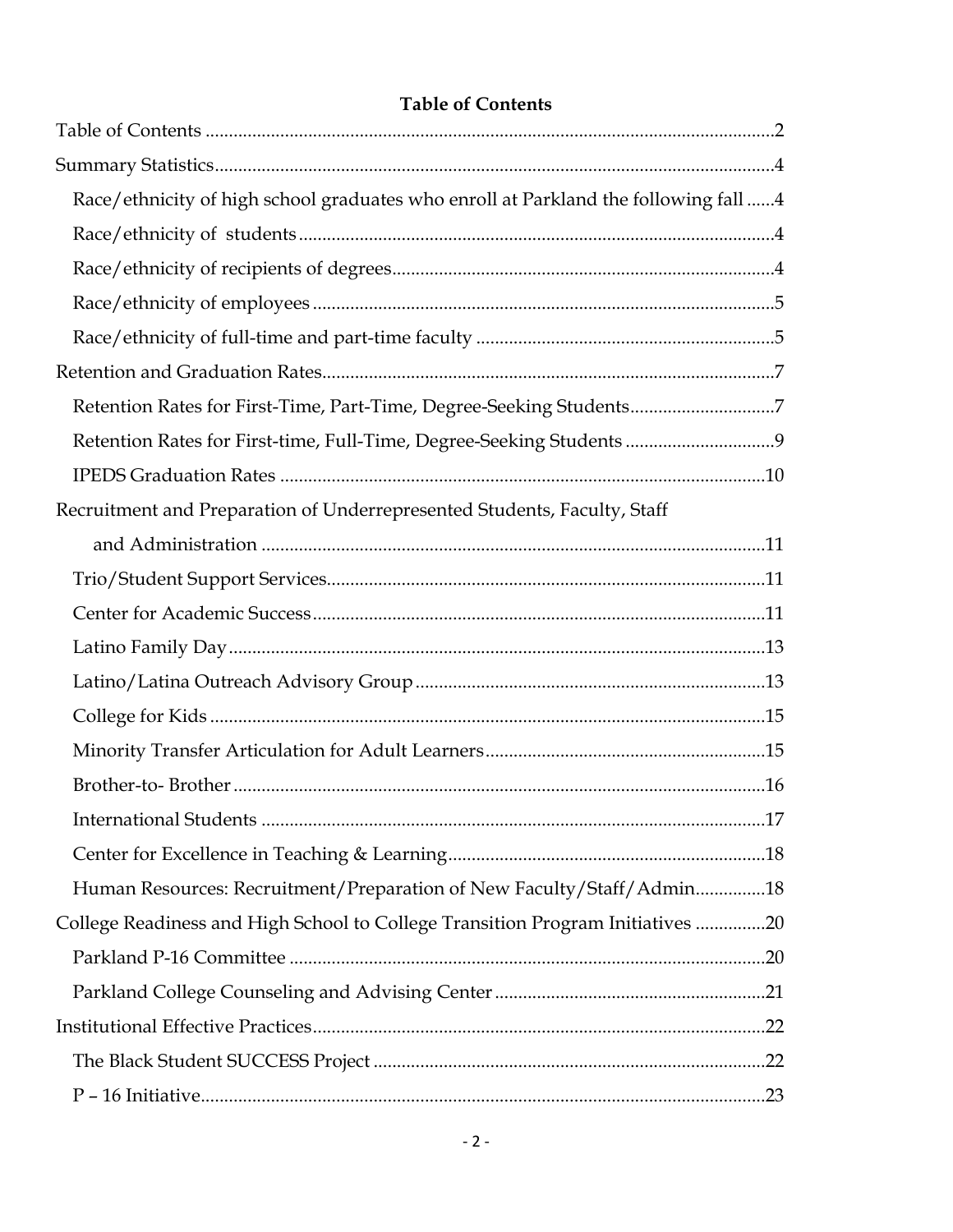**Table of Contents**

Table of Contents ........................................................................................................2

Summary Statistics.......................................................................................................4

- Race/ethnicity of high school graduates who enroll at Parkland the following fall ......4
- Race/ethnicity of students ...........................................................................................4
- Race/ethnicity of recipients of degrees.......................................................................4
- Race/ethnicity of employees ........................................................................................5
- Race/ethnicity of full-time and part-time faculty ......................................................5

Retention and Graduation Rates..................................................................................7

- Retention Rates for First-Time, Part-Time, Degree-Seeking Students...........................7
- Retention Rates for First-time, Full-Time, Degree-Seeking Students ..........................9
- IPEDS Graduation Rates ..............................................................................................10

Recruitment and Preparation of Underrepresented Students, Faculty, Staff and Administration ...........................................................................................................11

- Trio/Student Support Services....................................................................................11
- Center for Academic Success.......................................................................................11
- Latino Family Day.........................................................................................................13
- Latino/Latina Outreach Advisory Group ...................................................................13
- College for Kids ............................................................................................................15
- Minority Transfer Articulation for Adult Learners....................................................15
- Brother-to- Brother .......................................................................................................16
- International Students .................................................................................................17
- Center for Excellence in Teaching & Learning...........................................................18
- Human Resources: Recruitment/Preparation of New Faculty/Staff/Admin...............18

College Readiness and High School to College Transition Program Initiatives ...............20

- Parkland P-16 Committee ............................................................................................20
- Parkland College Counseling and Advising Center ..................................................21

Institutional Effective Practices...................................................................................22

- The Black Student SUCCESS Project ...........................................................................22
- P – 16 Initiative...............................................................................................................23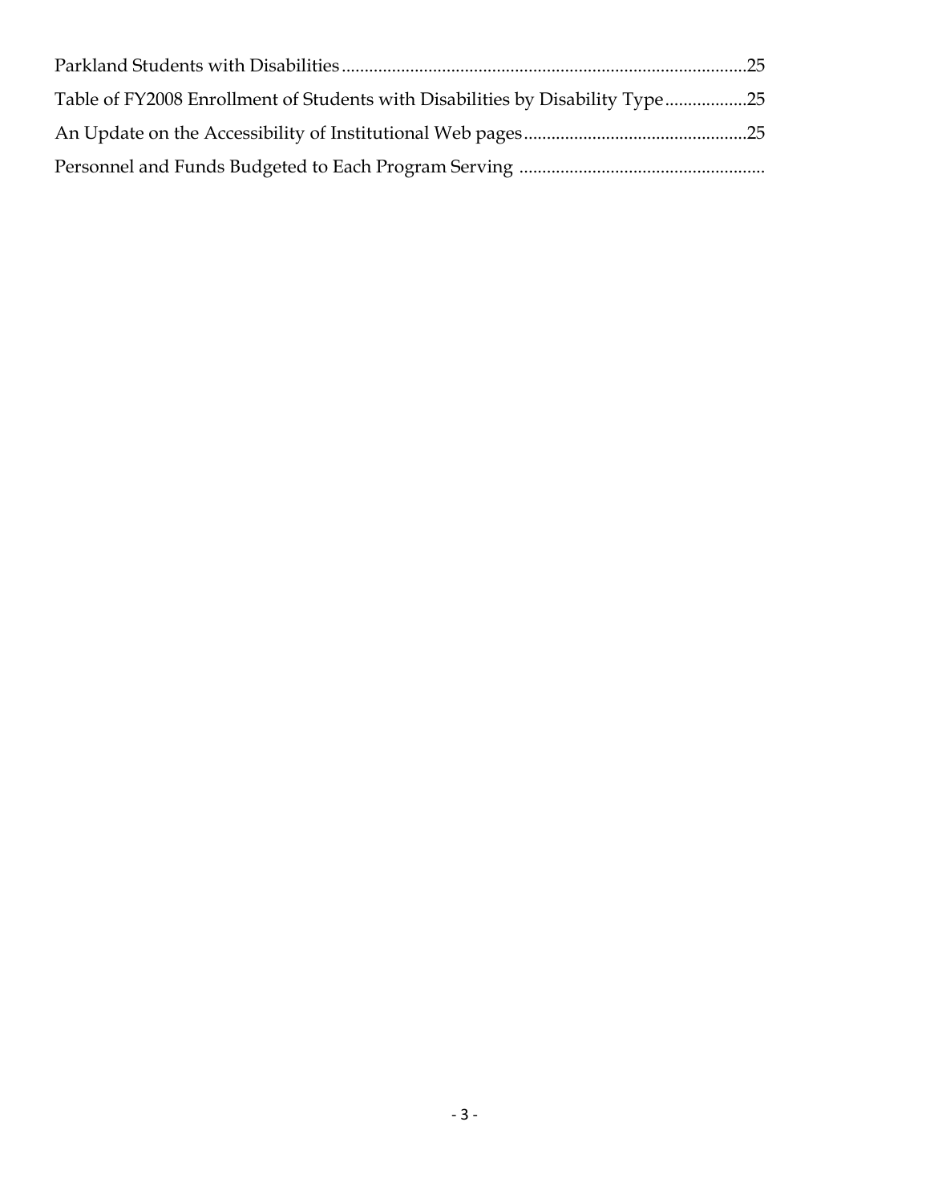Parkland Students with Disabilities........................................................................................25

Table of FY2008 Enrollment of Students with Disabilities by Disability Type..................25

An Update on the Accessibility of Institutional Web pages.................................................25

Personnel and Funds Budgeted to Each Program Serving ......................................................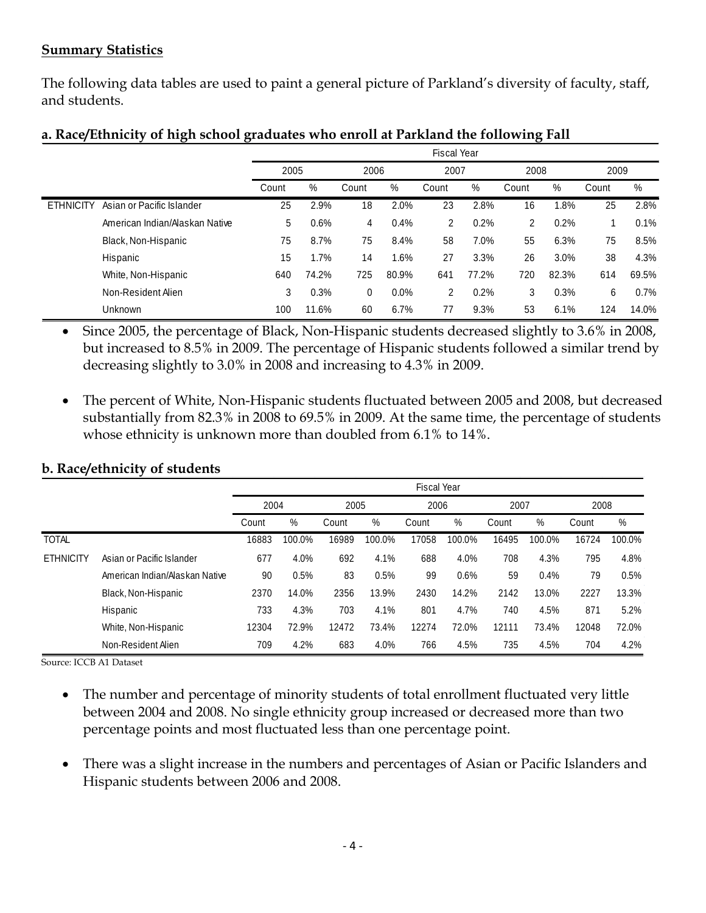**Summary Statistics**

The following data tables are used to paint a general picture of Parkland's diversity of faculty, staff, and students.

**a. Race/Ethnicity of high school graduates who enroll at Parkland the following Fall**

| | | Fiscal Year | | | | | | | | | |
|---|---|---|---|---|---|---|---|---|---|---|---|
| | | 2005 | | 2006 | | 2007 | | 2008 | | 2009 | |
| | | Count | % | Count | % | Count | % | Count | % | Count | % |
| ETHNICITY | Asian or Pacific Islander | 25 | 2.9% | 18 | 2.0% | 23 | 2.8% | 16 | 1.8% | 25 | 2.8% |
| | American Indian/Alaskan Native | 5 | 0.6% | 4 | 0.4% | 2 | 0.2% | 2 | 0.2% | 1 | 0.1% |
| | Black, Non-Hispanic | 75 | 8.7% | 75 | 8.4% | 58 | 7.0% | 55 | 6.3% | 75 | 8.5% |
| | Hispanic | 15 | 1.7% | 14 | 1.6% | 27 | 3.3% | 26 | 3.0% | 38 | 4.3% |
| | White, Non-Hispanic | 640 | 74.2% | 725 | 80.9% | 641 | 77.2% | 720 | 82.3% | 614 | 69.5% |
| | Non-Resident Alien | 3 | 0.3% | 0 | 0.0% | 2 | 0.2% | 3 | 0.3% | 6 | 0.7% |
| | Unknown | 100 | 11.6% | 60 | 6.7% | 77 | 9.3% | 53 | 6.1% | 124 | 14.0% |

- Since 2005, the percentage of Black, Non-Hispanic students decreased slightly to 3.6% in 2008, but increased to 8.5% in 2009. The percentage of Hispanic students followed a similar trend by decreasing slightly to 3.0% in 2008 and increasing to 4.3% in 2009.
- The percent of White, Non-Hispanic students fluctuated between 2005 and 2008, but decreased substantially from 82.3% in 2008 to 69.5% in 2009. At the same time, the percentage of students whose ethnicity is unknown more than doubled from 6.1% to 14%.

**b. Race/ethnicity of students**

| | | Fiscal Year | | | | | | | | | |
|---|---|---|---|---|---|---|---|---|---|---|---|
| | | 2004 | | 2005 | | 2006 | | 2007 | | 2008 | |
| | | Count | % | Count | % | Count | % | Count | % | Count | % |
| TOTAL | | 16883 | 100.0% | 16989 | 100.0% | 17058 | 100.0% | 16495 | 100.0% | 16724 | 100.0% |
| ETHNICITY | Asian or Pacific Islander | 677 | 4.0% | 692 | 4.1% | 688 | 4.0% | 708 | 4.3% | 795 | 4.8% |
| | American Indian/Alaskan Native | 90 | 0.5% | 83 | 0.5% | 99 | 0.6% | 59 | 0.4% | 79 | 0.5% |
| | Black, Non-Hispanic | 2370 | 14.0% | 2356 | 13.9% | 2430 | 14.2% | 2142 | 13.0% | 2227 | 13.3% |
| | Hispanic | 733 | 4.3% | 703 | 4.1% | 801 | 4.7% | 740 | 4.5% | 871 | 5.2% |
| | White, Non-Hispanic | 12304 | 72.9% | 12472 | 73.4% | 12274 | 72.0% | 12111 | 73.4% | 12048 | 72.0% |
| | Non-Resident Alien | 709 | 4.2% | 683 | 4.0% | 766 | 4.5% | 735 | 4.5% | 704 | 4.2% |

Source: ICCB A1 Dataset

- The number and percentage of minority students of total enrollment fluctuated very little between 2004 and 2008. No single ethnicity group increased or decreased more than two percentage points and most fluctuated less than one percentage point.
- There was a slight increase in the numbers and percentages of Asian or Pacific Islanders and Hispanic students between 2006 and 2008.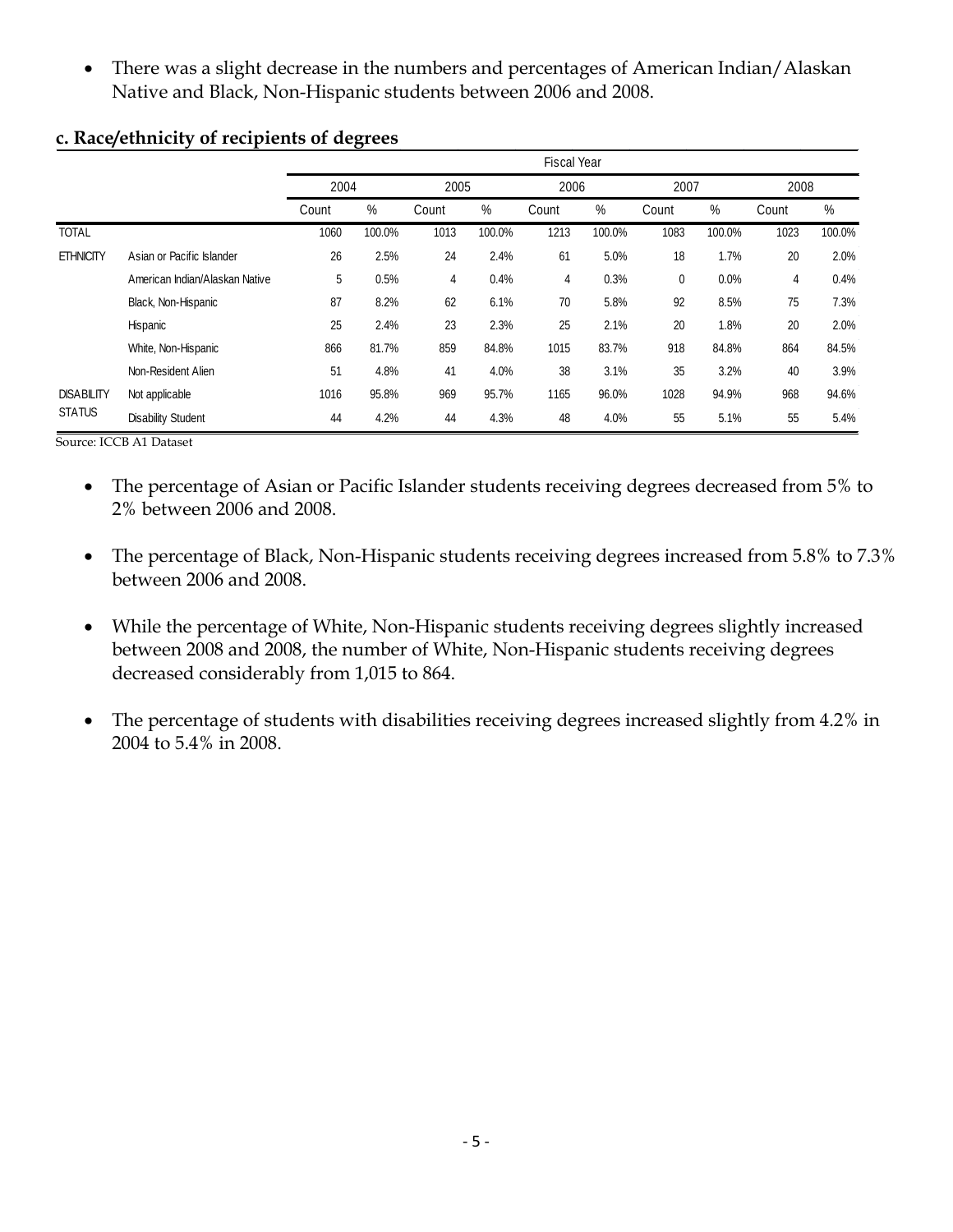- There was a slight decrease in the numbers and percentages of American Indian/Alaskan Native and Black, Non-Hispanic students between 2006 and 2008.

**c. Race/ethnicity of recipients of degrees**

| | | Fiscal Year | | | | | | | | | |
|---|---|---|---|---|---|---|---|---|---|---|---|
| | | 2004 | | 2005 | | 2006 | | 2007 | | 2008 | |
| | | Count | % | Count | % | Count | % | Count | % | Count | % |
| TOTAL | | 1060 | 100.0% | 1013 | 100.0% | 1213 | 100.0% | 1083 | 100.0% | 1023 | 100.0% |
| ETHNICITY | Asian or Pacific Islander | 26 | 2.5% | 24 | 2.4% | 61 | 5.0% | 18 | 1.7% | 20 | 2.0% |
| | American Indian/Alaskan Native | 5 | 0.5% | 4 | 0.4% | 4 | 0.3% | 0 | 0.0% | 4 | 0.4% |
| | Black, Non-Hispanic | 87 | 8.2% | 62 | 6.1% | 70 | 5.8% | 92 | 8.5% | 75 | 7.3% |
| | Hispanic | 25 | 2.4% | 23 | 2.3% | 25 | 2.1% | 20 | 1.8% | 20 | 2.0% |
| | White, Non-Hispanic | 866 | 81.7% | 859 | 84.8% | 1015 | 83.7% | 918 | 84.8% | 864 | 84.5% |
| | Non-Resident Alien | 51 | 4.8% | 41 | 4.0% | 38 | 3.1% | 35 | 3.2% | 40 | 3.9% |
| DISABILITY STATUS | Not applicable | 1016 | 95.8% | 969 | 95.7% | 1165 | 96.0% | 1028 | 94.9% | 968 | 94.6% |
| | Disability Student | 44 | 4.2% | 44 | 4.3% | 48 | 4.0% | 55 | 5.1% | 55 | 5.4% |

Source: ICCB A1 Dataset

- The percentage of Asian or Pacific Islander students receiving degrees decreased from 5% to 2% between 2006 and 2008.

- The percentage of Black, Non-Hispanic students receiving degrees increased from 5.8% to 7.3% between 2006 and 2008.

- While the percentage of White, Non-Hispanic students receiving degrees slightly increased between 2008 and 2008, the number of White, Non-Hispanic students receiving degrees decreased considerably from 1,015 to 864.

- The percentage of students with disabilities receiving degrees increased slightly from 4.2% in 2004 to 5.4% in 2008.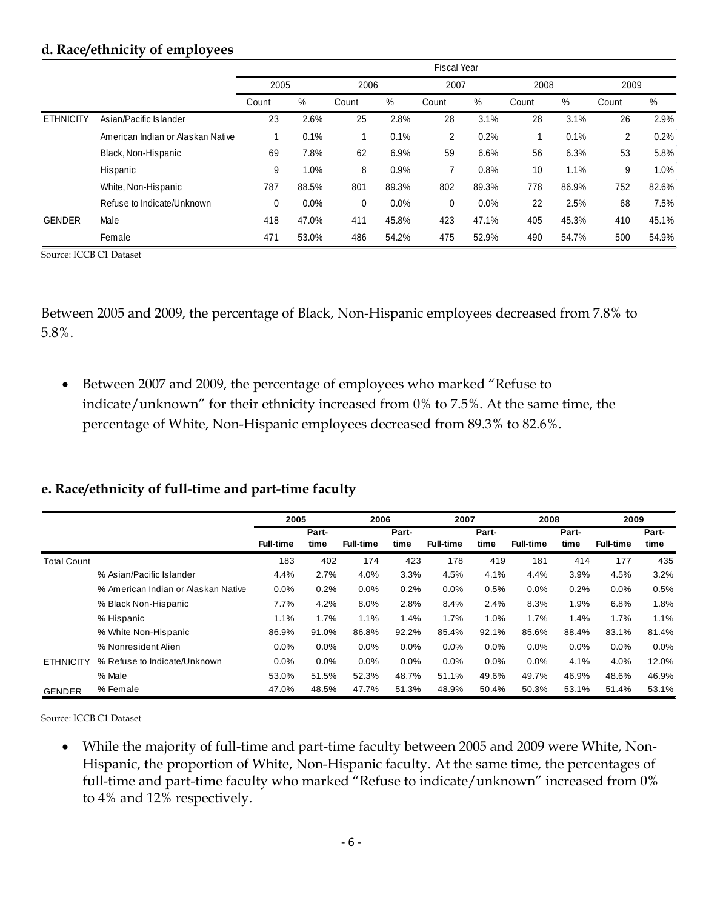#### d. Race/ethnicity of employees

| | | Fiscal Year | | | | | | | | | |
|---|---|---|---|---|---|---|---|---|---|---|---|
| | | 2005 | | 2006 | | 2007 | | 2008 | | 2009 | |
| | | Count | % | Count | % | Count | % | Count | % | Count | % |
| ETHNICITY | Asian/Pacific Islander | 23 | 2.6% | 25 | 2.8% | 28 | 3.1% | 28 | 3.1% | 26 | 2.9% |
| | American Indian or Alaskan Native | 1 | 0.1% | 1 | 0.1% | 2 | 0.2% | 1 | 0.1% | 2 | 0.2% |
| | Black, Non-Hispanic | 69 | 7.8% | 62 | 6.9% | 59 | 6.6% | 56 | 6.3% | 53 | 5.8% |
| | Hispanic | 9 | 1.0% | 8 | 0.9% | 7 | 0.8% | 10 | 1.1% | 9 | 1.0% |
| | White, Non-Hispanic | 787 | 88.5% | 801 | 89.3% | 802 | 89.3% | 778 | 86.9% | 752 | 82.6% |
| | Refuse to Indicate/Unknown | 0 | 0.0% | 0 | 0.0% | 0 | 0.0% | 22 | 2.5% | 68 | 7.5% |
| GENDER | Male | 418 | 47.0% | 411 | 45.8% | 423 | 47.1% | 405 | 45.3% | 410 | 45.1% |
| | Female | 471 | 53.0% | 486 | 54.2% | 475 | 52.9% | 490 | 54.7% | 500 | 54.9% |

Source: ICCB C1 Dataset

Between 2005 and 2009, the percentage of Black, Non-Hispanic employees decreased from 7.8% to 5.8%.

- Between 2007 and 2009, the percentage of employees who marked "Refuse to indicate/unknown" for their ethnicity increased from 0% to 7.5%. At the same time, the percentage of White, Non-Hispanic employees decreased from 89.3% to 82.6%.

#### e. Race/ethnicity of full-time and part-time faculty

| | | 2005 | | 2006 | | 2007 | | 2008 | | 2009 | |
|---|---|---|---|---|---|---|---|---|---|---|---|
| | | Full-time | Part-time | Full-time | Part-time | Full-time | Part-time | Full-time | Part-time | Full-time | Part-time |
| Total Count | | 183 | 402 | 174 | 423 | 178 | 419 | 181 | 414 | 177 | 435 |
| | % Asian/Pacific Islander | 4.4% | 2.7% | 4.0% | 3.3% | 4.5% | 4.1% | 4.4% | 3.9% | 4.5% | 3.2% |
| | % American Indian or Alaskan Native | 0.0% | 0.2% | 0.0% | 0.2% | 0.0% | 0.5% | 0.0% | 0.2% | 0.0% | 0.5% |
| | % Black Non-Hispanic | 7.7% | 4.2% | 8.0% | 2.8% | 8.4% | 2.4% | 8.3% | 1.9% | 6.8% | 1.8% |
| | % Hispanic | 1.1% | 1.7% | 1.1% | 1.4% | 1.7% | 1.0% | 1.7% | 1.4% | 1.7% | 1.1% |
| | % White Non-Hispanic | 86.9% | 91.0% | 86.8% | 92.2% | 85.4% | 92.1% | 85.6% | 88.4% | 83.1% | 81.4% |
| | % Nonresident Alien | 0.0% | 0.0% | 0.0% | 0.0% | 0.0% | 0.0% | 0.0% | 0.0% | 0.0% | 0.0% |
| ETHNICITY | % Refuse to Indicate/Unknown | 0.0% | 0.0% | 0.0% | 0.0% | 0.0% | 0.0% | 0.0% | 4.1% | 4.0% | 12.0% |
| | % Male | 53.0% | 51.5% | 52.3% | 48.7% | 51.1% | 49.6% | 49.7% | 46.9% | 48.6% | 46.9% |
| GENDER | % Female | 47.0% | 48.5% | 47.7% | 51.3% | 48.9% | 50.4% | 50.3% | 53.1% | 51.4% | 53.1% |

Source: ICCB C1 Dataset

- While the majority of full-time and part-time faculty between 2005 and 2009 were White, Non-Hispanic, the proportion of White, Non-Hispanic faculty. At the same time, the percentages of full-time and part-time faculty who marked "Refuse to indicate/unknown" increased from 0% to 4% and 12% respectively.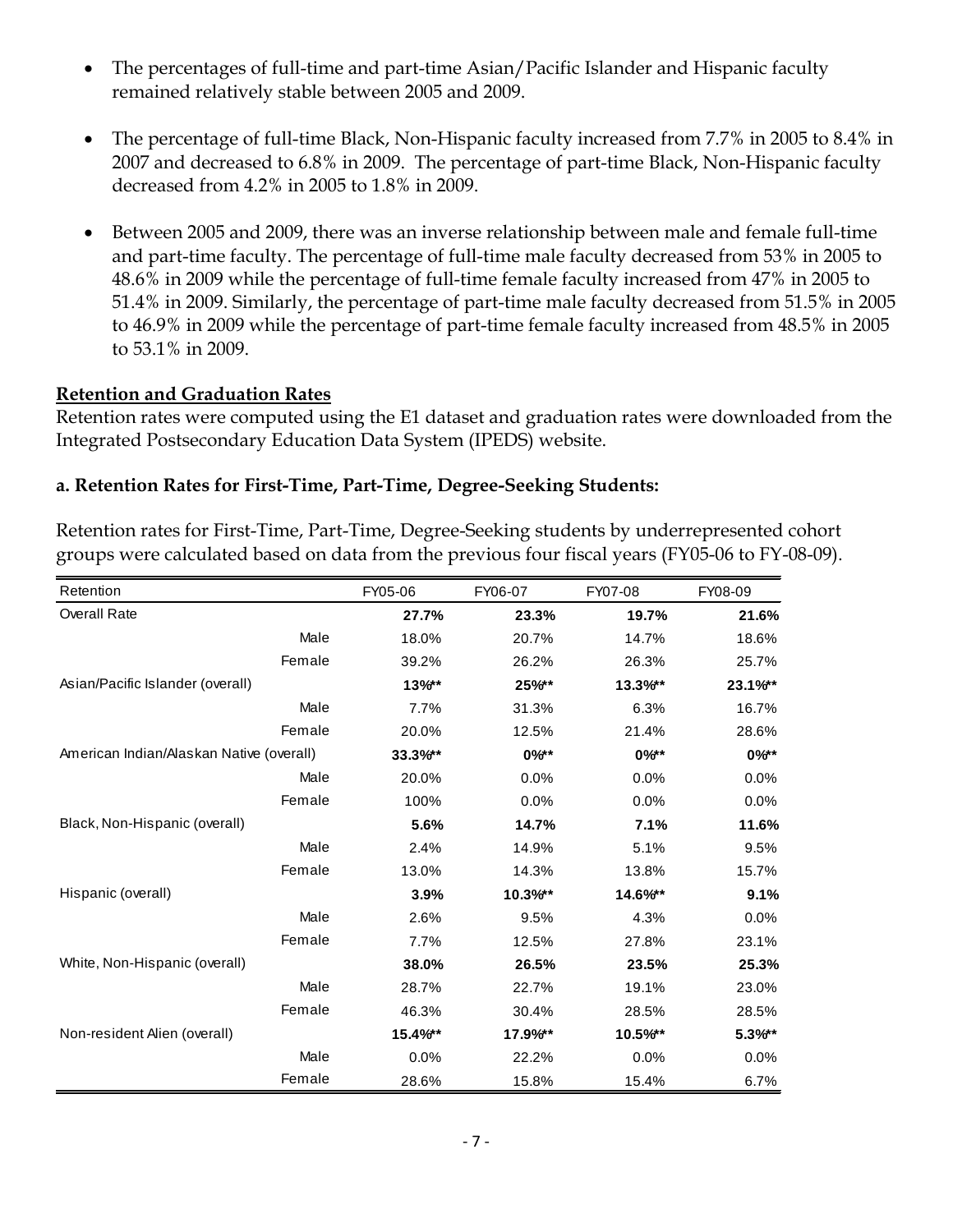- The percentages of full-time and part-time Asian/Pacific Islander and Hispanic faculty remained relatively stable between 2005 and 2009.
- The percentage of full-time Black, Non-Hispanic faculty increased from 7.7% in 2005 to 8.4% in 2007 and decreased to 6.8% in 2009. The percentage of part-time Black, Non-Hispanic faculty decreased from 4.2% in 2005 to 1.8% in 2009.
- Between 2005 and 2009, there was an inverse relationship between male and female full-time and part-time faculty. The percentage of full-time male faculty decreased from 53% in 2005 to 48.6% in 2009 while the percentage of full-time female faculty increased from 47% in 2005 to 51.4% in 2009. Similarly, the percentage of part-time male faculty decreased from 51.5% in 2005 to 46.9% in 2009 while the percentage of part-time female faculty increased from 48.5% in 2005 to 53.1% in 2009.

**Retention and Graduation Rates**

Retention rates were computed using the E1 dataset and graduation rates were downloaded from the Integrated Postsecondary Education Data System (IPEDS) website.

**a. Retention Rates for First-Time, Part-Time, Degree-Seeking Students:**

Retention rates for First-Time, Part-Time, Degree-Seeking students by underrepresented cohort groups were calculated based on data from the previous four fiscal years (FY05-06 to FY-08-09).

| Retention | | FY05-06 | FY06-07 | FY07-08 | FY08-09 |
|---|---|---|---|---|---|
| Overall Rate | | **27.7%** | **23.3%** | **19.7%** | **21.6%** |
| | Male | 18.0% | 20.7% | 14.7% | 18.6% |
| | Female | 39.2% | 26.2% | 26.3% | 25.7% |
| Asian/Pacific Islander (overall) | | **13%\*\*** | **25%\*\*** | **13.3%\*\*** | **23.1%\*\*** |
| | Male | 7.7% | 31.3% | 6.3% | 16.7% |
| | Female | 20.0% | 12.5% | 21.4% | 28.6% |
| American Indian/Alaskan Native (overall) | | **33.3%\*\*** | **0%\*\*** | **0%\*\*** | **0%\*\*** |
| | Male | 20.0% | 0.0% | 0.0% | 0.0% |
| | Female | 100% | 0.0% | 0.0% | 0.0% |
| Black, Non-Hispanic (overall) | | **5.6%** | **14.7%** | **7.1%** | **11.6%** |
| | Male | 2.4% | 14.9% | 5.1% | 9.5% |
| | Female | 13.0% | 14.3% | 13.8% | 15.7% |
| Hispanic (overall) | | **3.9%** | **10.3%\*\*** | **14.6%\*\*** | **9.1%** |
| | Male | 2.6% | 9.5% | 4.3% | 0.0% |
| | Female | 7.7% | 12.5% | 27.8% | 23.1% |
| White, Non-Hispanic (overall) | | **38.0%** | **26.5%** | **23.5%** | **25.3%** |
| | Male | 28.7% | 22.7% | 19.1% | 23.0% |
| | Female | 46.3% | 30.4% | 28.5% | 28.5% |
| Non-resident Alien (overall) | | **15.4%\*\*** | **17.9%\*\*** | **10.5%\*\*** | **5.3%\*\*** |
| | Male | 0.0% | 22.2% | 0.0% | 0.0% |
| | Female | 28.6% | 15.8% | 15.4% | 6.7% |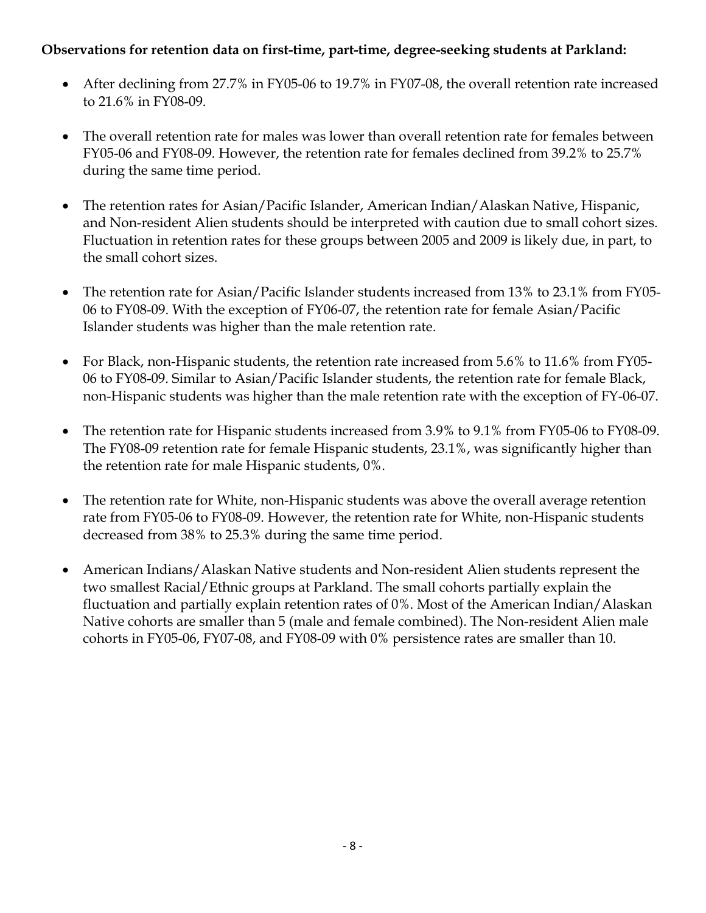**Observations for retention data on first-time, part-time, degree-seeking students at Parkland:**

- After declining from 27.7% in FY05-06 to 19.7% in FY07-08, the overall retention rate increased to 21.6% in FY08-09.
- The overall retention rate for males was lower than overall retention rate for females between FY05-06 and FY08-09. However, the retention rate for females declined from 39.2% to 25.7% during the same time period.
- The retention rates for Asian/Pacific Islander, American Indian/Alaskan Native, Hispanic, and Non-resident Alien students should be interpreted with caution due to small cohort sizes. Fluctuation in retention rates for these groups between 2005 and 2009 is likely due, in part, to the small cohort sizes.
- The retention rate for Asian/Pacific Islander students increased from 13% to 23.1% from FY05-06 to FY08-09. With the exception of FY06-07, the retention rate for female Asian/Pacific Islander students was higher than the male retention rate.
- For Black, non-Hispanic students, the retention rate increased from 5.6% to 11.6% from FY05-06 to FY08-09. Similar to Asian/Pacific Islander students, the retention rate for female Black, non-Hispanic students was higher than the male retention rate with the exception of FY-06-07.
- The retention rate for Hispanic students increased from 3.9% to 9.1% from FY05-06 to FY08-09. The FY08-09 retention rate for female Hispanic students, 23.1%, was significantly higher than the retention rate for male Hispanic students, 0%.
- The retention rate for White, non-Hispanic students was above the overall average retention rate from FY05-06 to FY08-09. However, the retention rate for White, non-Hispanic students decreased from 38% to 25.3% during the same time period.
- American Indians/Alaskan Native students and Non-resident Alien students represent the two smallest Racial/Ethnic groups at Parkland. The small cohorts partially explain the fluctuation and partially explain retention rates of 0%. Most of the American Indian/Alaskan Native cohorts are smaller than 5 (male and female combined). The Non-resident Alien male cohorts in FY05-06, FY07-08, and FY08-09 with 0% persistence rates are smaller than 10.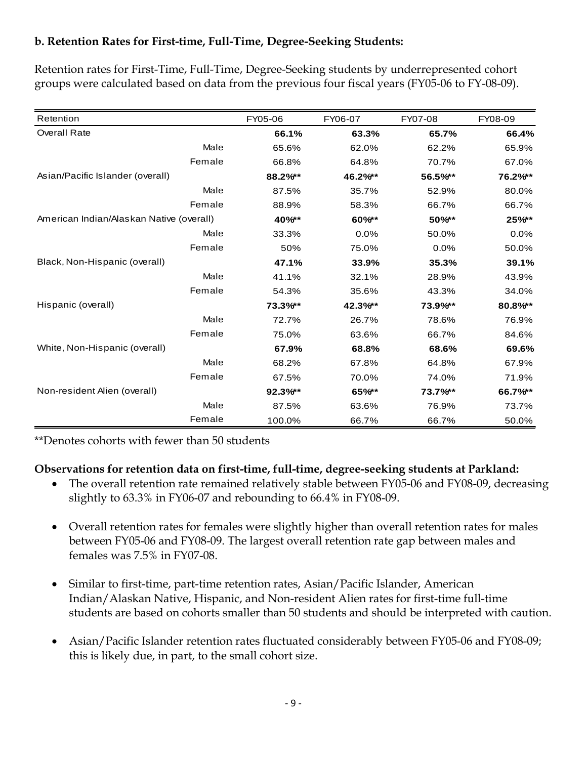**b. Retention Rates for First-time, Full-Time, Degree-Seeking Students:**

Retention rates for First-Time, Full-Time, Degree-Seeking students by underrepresented cohort groups were calculated based on data from the previous four fiscal years (FY05-06 to FY-08-09).

| Retention | | FY05-06 | FY06-07 | FY07-08 | FY08-09 |
|---|---|---|---|---|---|
| Overall Rate | | **66.1%** | **63.3%** | **65.7%** | **66.4%** |
| | Male | 65.6% | 62.0% | 62.2% | 65.9% |
| | Female | 66.8% | 64.8% | 70.7% | 67.0% |
| Asian/Pacific Islander (overall) | | **88.2%\*\*** | **46.2%\*\*** | **56.5%\*\*** | **76.2%\*\*** |
| | Male | 87.5% | 35.7% | 52.9% | 80.0% |
| | Female | 88.9% | 58.3% | 66.7% | 66.7% |
| American Indian/Alaskan Native (overall) | | **40%\*\*** | **60%\*\*** | **50%\*\*** | **25%\*\*** |
| | Male | 33.3% | 0.0% | 50.0% | 0.0% |
| | Female | 50% | 75.0% | 0.0% | 50.0% |
| Black, Non-Hispanic (overall) | | **47.1%** | **33.9%** | **35.3%** | **39.1%** |
| | Male | 41.1% | 32.1% | 28.9% | 43.9% |
| | Female | 54.3% | 35.6% | 43.3% | 34.0% |
| Hispanic (overall) | | **73.3%\*\*** | **42.3%\*\*** | **73.9%\*\*** | **80.8%\*\*** |
| | Male | 72.7% | 26.7% | 78.6% | 76.9% |
| | Female | 75.0% | 63.6% | 66.7% | 84.6% |
| White, Non-Hispanic (overall) | | **67.9%** | **68.8%** | **68.6%** | **69.6%** |
| | Male | 68.2% | 67.8% | 64.8% | 67.9% |
| | Female | 67.5% | 70.0% | 74.0% | 71.9% |
| Non-resident Alien (overall) | | **92.3%\*\*** | **65%\*\*** | **73.7%\*\*** | **66.7%\*\*** |
| | Male | 87.5% | 63.6% | 76.9% | 73.7% |
| | Female | 100.0% | 66.7% | 66.7% | 50.0% |

**Denotes cohorts with fewer than 50 students

**Observations for retention data on first-time, full-time, degree-seeking students at Parkland:**

- The overall retention rate remained relatively stable between FY05-06 and FY08-09, decreasing slightly to 63.3% in FY06-07 and rebounding to 66.4% in FY08-09.
- Overall retention rates for females were slightly higher than overall retention rates for males between FY05-06 and FY08-09. The largest overall retention rate gap between males and females was 7.5% in FY07-08.
- Similar to first-time, part-time retention rates, Asian/Pacific Islander, American Indian/Alaskan Native, Hispanic, and Non-resident Alien rates for first-time full-time students are based on cohorts smaller than 50 students and should be interpreted with caution.
- Asian/Pacific Islander retention rates fluctuated considerably between FY05-06 and FY08-09; this is likely due, in part, to the small cohort size.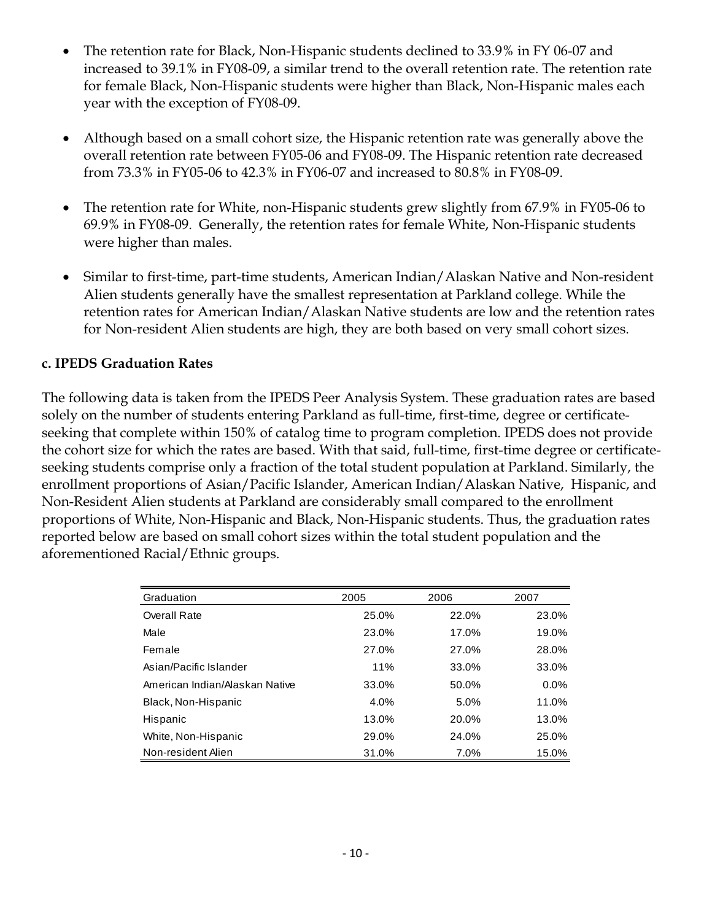- The retention rate for Black, Non-Hispanic students declined to 33.9% in FY 06-07 and increased to 39.1% in FY08-09, a similar trend to the overall retention rate. The retention rate for female Black, Non-Hispanic students were higher than Black, Non-Hispanic males each year with the exception of FY08-09.

- Although based on a small cohort size, the Hispanic retention rate was generally above the overall retention rate between FY05-06 and FY08-09. The Hispanic retention rate decreased from 73.3% in FY05-06 to 42.3% in FY06-07 and increased to 80.8% in FY08-09.

- The retention rate for White, non-Hispanic students grew slightly from 67.9% in FY05-06 to 69.9% in FY08-09. Generally, the retention rates for female White, Non-Hispanic students were higher than males.

- Similar to first-time, part-time students, American Indian/Alaskan Native and Non-resident Alien students generally have the smallest representation at Parkland college. While the retention rates for American Indian/Alaskan Native students are low and the retention rates for Non-resident Alien students are high, they are both based on very small cohort sizes.

### c. IPEDS Graduation Rates

The following data is taken from the IPEDS Peer Analysis System. These graduation rates are based solely on the number of students entering Parkland as full-time, first-time, degree or certificate-seeking that complete within 150% of catalog time to program completion. IPEDS does not provide the cohort size for which the rates are based. With that said, full-time, first-time degree or certificate-seeking students comprise only a fraction of the total student population at Parkland. Similarly, the enrollment proportions of Asian/Pacific Islander, American Indian/Alaskan Native, Hispanic, and Non-Resident Alien students at Parkland are considerably small compared to the enrollment proportions of White, Non-Hispanic and Black, Non-Hispanic students. Thus, the graduation rates reported below are based on small cohort sizes within the total student population and the aforementioned Racial/Ethnic groups.

| Graduation | 2005 | 2006 | 2007 |
|---|---|---|---|
| Overall Rate | 25.0% | 22.0% | 23.0% |
| Male | 23.0% | 17.0% | 19.0% |
| Female | 27.0% | 27.0% | 28.0% |
| Asian/Pacific Islander | 11% | 33.0% | 33.0% |
| American Indian/Alaskan Native | 33.0% | 50.0% | 0.0% |
| Black, Non-Hispanic | 4.0% | 5.0% | 11.0% |
| Hispanic | 13.0% | 20.0% | 13.0% |
| White, Non-Hispanic | 29.0% | 24.0% | 25.0% |
| Non-resident Alien | 31.0% | 7.0% | 15.0% |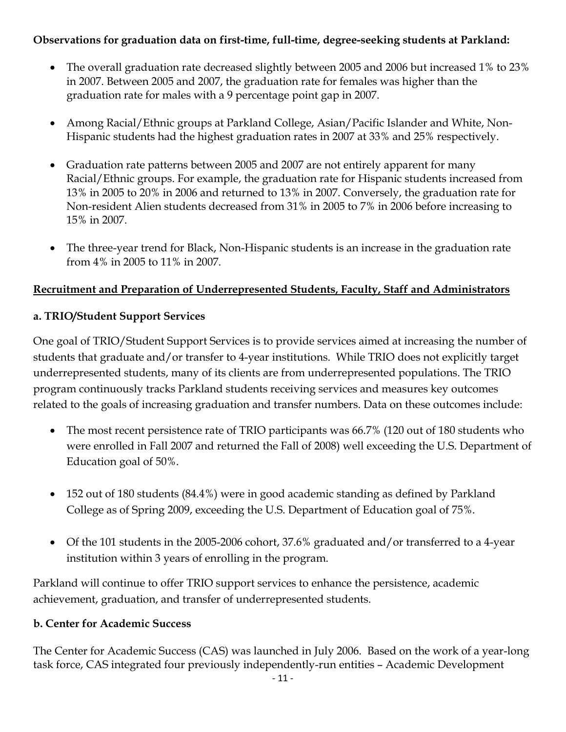**Observations for graduation data on first-time, full-time, degree-seeking students at Parkland:**

- The overall graduation rate decreased slightly between 2005 and 2006 but increased 1% to 23% in 2007. Between 2005 and 2007, the graduation rate for females was higher than the graduation rate for males with a 9 percentage point gap in 2007.
- Among Racial/Ethnic groups at Parkland College, Asian/Pacific Islander and White, Non-Hispanic students had the highest graduation rates in 2007 at 33% and 25% respectively.
- Graduation rate patterns between 2005 and 2007 are not entirely apparent for many Racial/Ethnic groups. For example, the graduation rate for Hispanic students increased from 13% in 2005 to 20% in 2006 and returned to 13% in 2007. Conversely, the graduation rate for Non-resident Alien students decreased from 31% in 2005 to 7% in 2006 before increasing to 15% in 2007.
- The three-year trend for Black, Non-Hispanic students is an increase in the graduation rate from 4% in 2005 to 11% in 2007.

## Recruitment and Preparation of Underrepresented Students, Faculty, Staff and Administrators

### a. TRIO/Student Support Services

One goal of TRIO/Student Support Services is to provide services aimed at increasing the number of students that graduate and/or transfer to 4-year institutions. While TRIO does not explicitly target underrepresented students, many of its clients are from underrepresented populations. The TRIO program continuously tracks Parkland students receiving services and measures key outcomes related to the goals of increasing graduation and transfer numbers. Data on these outcomes include:

- The most recent persistence rate of TRIO participants was 66.7% (120 out of 180 students who were enrolled in Fall 2007 and returned the Fall of 2008) well exceeding the U.S. Department of Education goal of 50%.
- 152 out of 180 students (84.4%) were in good academic standing as defined by Parkland College as of Spring 2009, exceeding the U.S. Department of Education goal of 75%.
- Of the 101 students in the 2005-2006 cohort, 37.6% graduated and/or transferred to a 4-year institution within 3 years of enrolling in the program.

Parkland will continue to offer TRIO support services to enhance the persistence, academic achievement, graduation, and transfer of underrepresented students.

### b. Center for Academic Success

The Center for Academic Success (CAS) was launched in July 2006. Based on the work of a year-long task force, CAS integrated four previously independently-run entities – Academic Development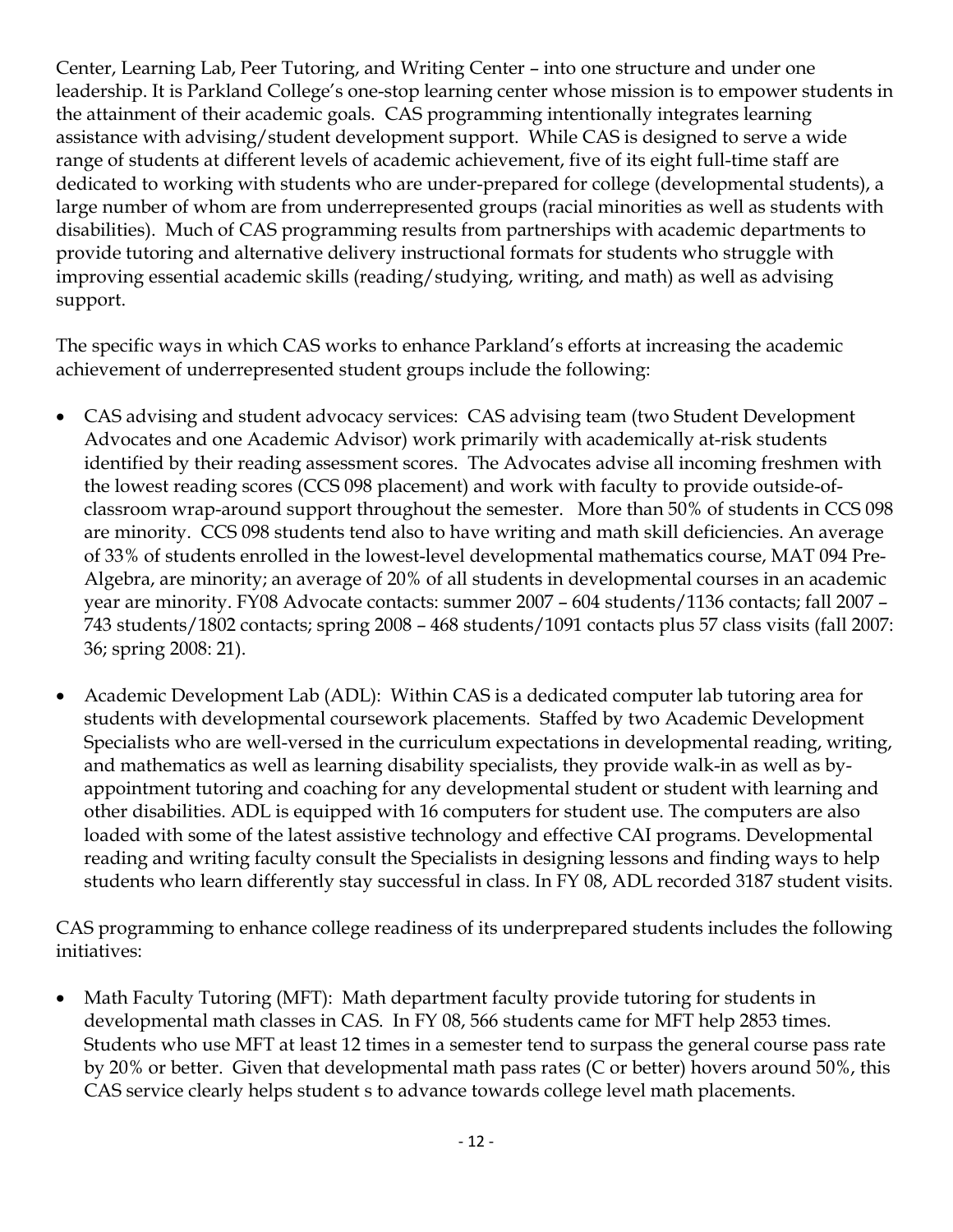Center, Learning Lab, Peer Tutoring, and Writing Center – into one structure and under one leadership. It is Parkland College's one-stop learning center whose mission is to empower students in the attainment of their academic goals. CAS programming intentionally integrates learning assistance with advising/student development support. While CAS is designed to serve a wide range of students at different levels of academic achievement, five of its eight full-time staff are dedicated to working with students who are under-prepared for college (developmental students), a large number of whom are from underrepresented groups (racial minorities as well as students with disabilities). Much of CAS programming results from partnerships with academic departments to provide tutoring and alternative delivery instructional formats for students who struggle with improving essential academic skills (reading/studying, writing, and math) as well as advising support.

The specific ways in which CAS works to enhance Parkland's efforts at increasing the academic achievement of underrepresented student groups include the following:

- CAS advising and student advocacy services: CAS advising team (two Student Development Advocates and one Academic Advisor) work primarily with academically at-risk students identified by their reading assessment scores. The Advocates advise all incoming freshmen with the lowest reading scores (CCS 098 placement) and work with faculty to provide outside-of-classroom wrap-around support throughout the semester. More than 50% of students in CCS 098 are minority. CCS 098 students tend also to have writing and math skill deficiencies. An average of 33% of students enrolled in the lowest-level developmental mathematics course, MAT 094 Pre-Algebra, are minority; an average of 20% of all students in developmental courses in an academic year are minority. FY08 Advocate contacts: summer 2007 – 604 students/1136 contacts; fall 2007 – 743 students/1802 contacts; spring 2008 – 468 students/1091 contacts plus 57 class visits (fall 2007: 36; spring 2008: 21).

- Academic Development Lab (ADL): Within CAS is a dedicated computer lab tutoring area for students with developmental coursework placements. Staffed by two Academic Development Specialists who are well-versed in the curriculum expectations in developmental reading, writing, and mathematics as well as learning disability specialists, they provide walk-in as well as by-appointment tutoring and coaching for any developmental student or student with learning and other disabilities. ADL is equipped with 16 computers for student use. The computers are also loaded with some of the latest assistive technology and effective CAI programs. Developmental reading and writing faculty consult the Specialists in designing lessons and finding ways to help students who learn differently stay successful in class. In FY 08, ADL recorded 3187 student visits.

CAS programming to enhance college readiness of its underprepared students includes the following initiatives:

- Math Faculty Tutoring (MFT): Math department faculty provide tutoring for students in developmental math classes in CAS. In FY 08, 566 students came for MFT help 2853 times. Students who use MFT at least 12 times in a semester tend to surpass the general course pass rate by 20% or better. Given that developmental math pass rates (C or better) hovers around 50%, this CAS service clearly helps student s to advance towards college level math placements.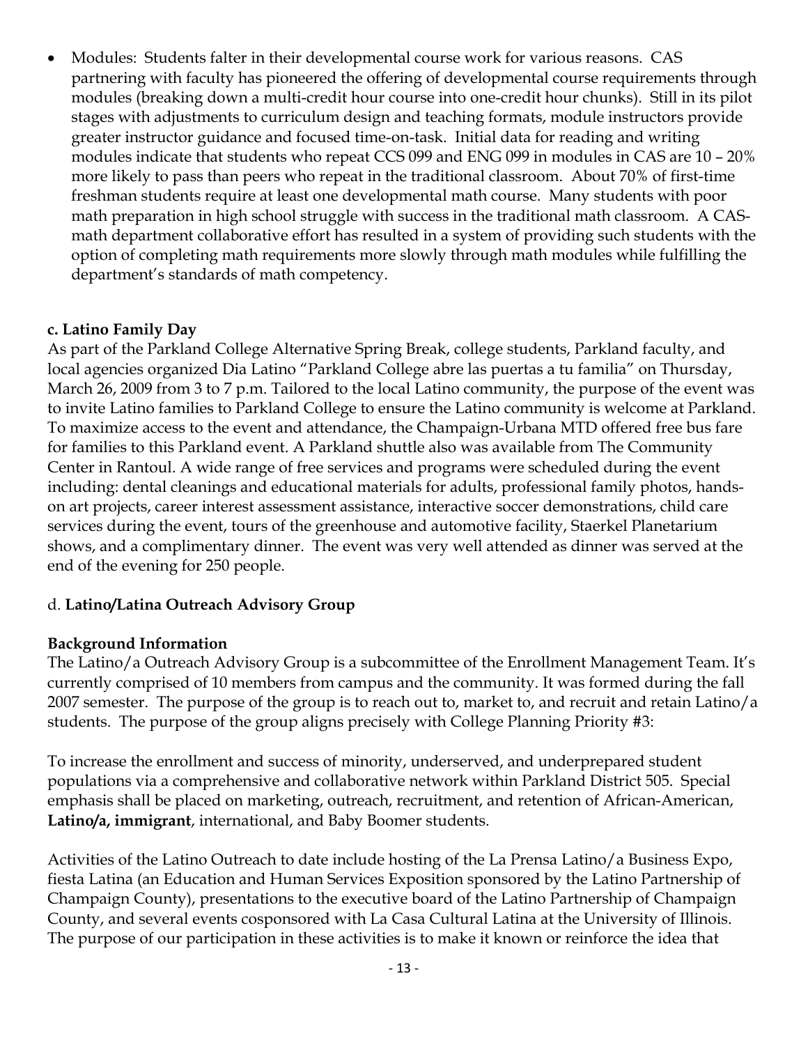- Modules: Students falter in their developmental course work for various reasons. CAS partnering with faculty has pioneered the offering of developmental course requirements through modules (breaking down a multi-credit hour course into one-credit hour chunks). Still in its pilot stages with adjustments to curriculum design and teaching formats, module instructors provide greater instructor guidance and focused time-on-task. Initial data for reading and writing modules indicate that students who repeat CCS 099 and ENG 099 in modules in CAS are 10 – 20% more likely to pass than peers who repeat in the traditional classroom. About 70% of first-time freshman students require at least one developmental math course. Many students with poor math preparation in high school struggle with success in the traditional math classroom. A CAS-math department collaborative effort has resulted in a system of providing such students with the option of completing math requirements more slowly through math modules while fulfilling the department's standards of math competency.

**c. Latino Family Day**

As part of the Parkland College Alternative Spring Break, college students, Parkland faculty, and local agencies organized Dia Latino "Parkland College abre las puertas a tu familia" on Thursday, March 26, 2009 from 3 to 7 p.m. Tailored to the local Latino community, the purpose of the event was to invite Latino families to Parkland College to ensure the Latino community is welcome at Parkland. To maximize access to the event and attendance, the Champaign-Urbana MTD offered free bus fare for families to this Parkland event. A Parkland shuttle also was available from The Community Center in Rantoul. A wide range of free services and programs were scheduled during the event including: dental cleanings and educational materials for adults, professional family photos, hands-on art projects, career interest assessment assistance, interactive soccer demonstrations, child care services during the event, tours of the greenhouse and automotive facility, Staerkel Planetarium shows, and a complimentary dinner. The event was very well attended as dinner was served at the end of the evening for 250 people.

d. **Latino/Latina Outreach Advisory Group**

**Background Information**

The Latino/a Outreach Advisory Group is a subcommittee of the Enrollment Management Team. It's currently comprised of 10 members from campus and the community. It was formed during the fall 2007 semester. The purpose of the group is to reach out to, market to, and recruit and retain Latino/a students. The purpose of the group aligns precisely with College Planning Priority #3:

To increase the enrollment and success of minority, underserved, and underprepared student populations via a comprehensive and collaborative network within Parkland District 505. Special emphasis shall be placed on marketing, outreach, recruitment, and retention of African-American, **Latino/a, immigrant**, international, and Baby Boomer students.

Activities of the Latino Outreach to date include hosting of the La Prensa Latino/a Business Expo, fiesta Latina (an Education and Human Services Exposition sponsored by the Latino Partnership of Champaign County), presentations to the executive board of the Latino Partnership of Champaign County, and several events cosponsored with La Casa Cultural Latina at the University of Illinois. The purpose of our participation in these activities is to make it known or reinforce the idea that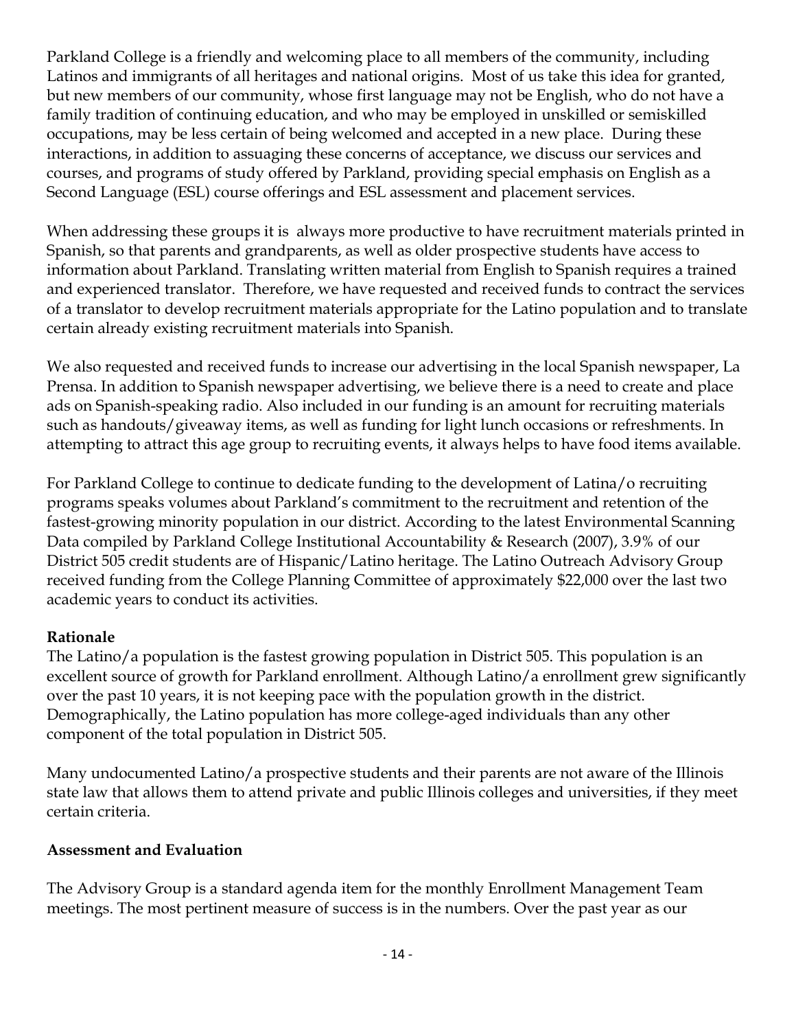Parkland College is a friendly and welcoming place to all members of the community, including Latinos and immigrants of all heritages and national origins. Most of us take this idea for granted, but new members of our community, whose first language may not be English, who do not have a family tradition of continuing education, and who may be employed in unskilled or semiskilled occupations, may be less certain of being welcomed and accepted in a new place. During these interactions, in addition to assuaging these concerns of acceptance, we discuss our services and courses, and programs of study offered by Parkland, providing special emphasis on English as a Second Language (ESL) course offerings and ESL assessment and placement services.

When addressing these groups it is always more productive to have recruitment materials printed in Spanish, so that parents and grandparents, as well as older prospective students have access to information about Parkland. Translating written material from English to Spanish requires a trained and experienced translator. Therefore, we have requested and received funds to contract the services of a translator to develop recruitment materials appropriate for the Latino population and to translate certain already existing recruitment materials into Spanish.

We also requested and received funds to increase our advertising in the local Spanish newspaper, La Prensa. In addition to Spanish newspaper advertising, we believe there is a need to create and place ads on Spanish-speaking radio. Also included in our funding is an amount for recruiting materials such as handouts/giveaway items, as well as funding for light lunch occasions or refreshments. In attempting to attract this age group to recruiting events, it always helps to have food items available.

For Parkland College to continue to dedicate funding to the development of Latina/o recruiting programs speaks volumes about Parkland's commitment to the recruitment and retention of the fastest-growing minority population in our district. According to the latest Environmental Scanning Data compiled by Parkland College Institutional Accountability & Research (2007), 3.9% of our District 505 credit students are of Hispanic/Latino heritage. The Latino Outreach Advisory Group received funding from the College Planning Committee of approximately $22,000 over the last two academic years to conduct its activities.

**Rationale**

The Latino/a population is the fastest growing population in District 505. This population is an excellent source of growth for Parkland enrollment. Although Latino/a enrollment grew significantly over the past 10 years, it is not keeping pace with the population growth in the district. Demographically, the Latino population has more college-aged individuals than any other component of the total population in District 505.

Many undocumented Latino/a prospective students and their parents are not aware of the Illinois state law that allows them to attend private and public Illinois colleges and universities, if they meet certain criteria.

**Assessment and Evaluation**

The Advisory Group is a standard agenda item for the monthly Enrollment Management Team meetings. The most pertinent measure of success is in the numbers. Over the past year as our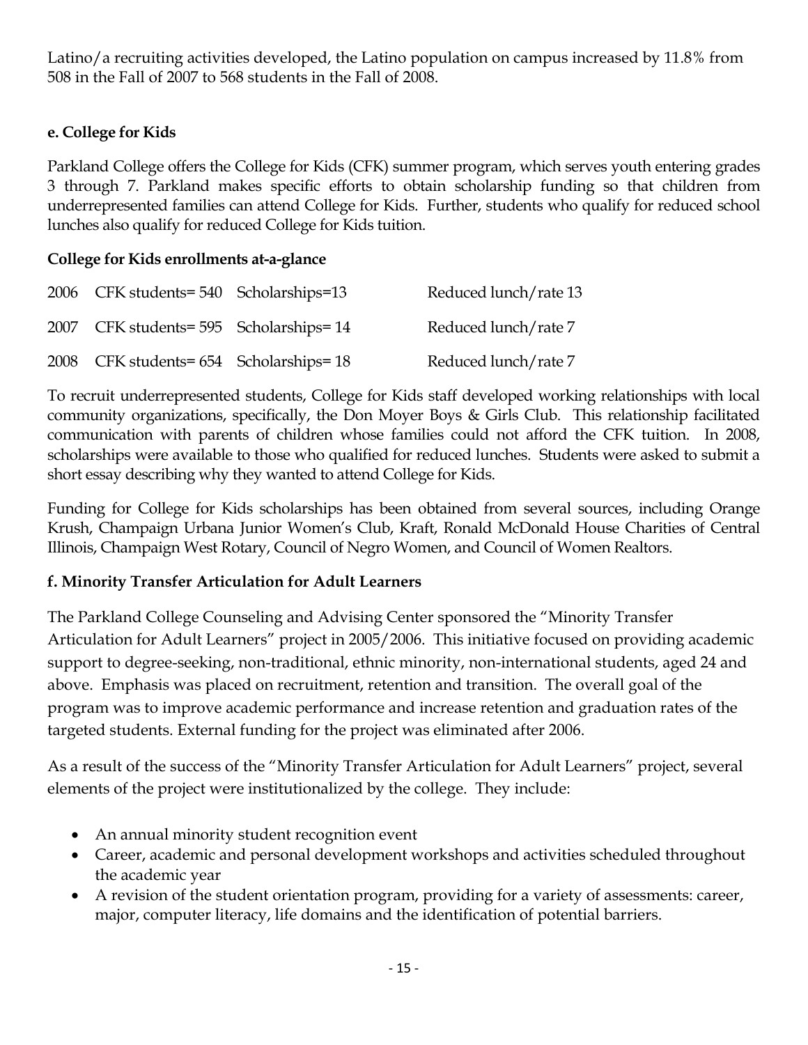Latino/a recruiting activities developed, the Latino population on campus increased by 11.8% from 508 in the Fall of 2007 to 568 students in the Fall of 2008.

**e. College for Kids**

Parkland College offers the College for Kids (CFK) summer program, which serves youth entering grades 3 through 7. Parkland makes specific efforts to obtain scholarship funding so that children from underrepresented families can attend College for Kids. Further, students who qualify for reduced school lunches also qualify for reduced College for Kids tuition.

**College for Kids enrollments at-a-glance**

| Year | CFK students | Scholarships | Reduced lunch/rate |
|---|---|---|---|
| 2006 | CFK students= 540 | Scholarships=13 | Reduced lunch/rate 13 |
| 2007 | CFK students= 595 | Scholarships= 14 | Reduced lunch/rate 7 |
| 2008 | CFK students= 654 | Scholarships= 18 | Reduced lunch/rate 7 |

To recruit underrepresented students, College for Kids staff developed working relationships with local community organizations, specifically, the Don Moyer Boys & Girls Club. This relationship facilitated communication with parents of children whose families could not afford the CFK tuition. In 2008, scholarships were available to those who qualified for reduced lunches. Students were asked to submit a short essay describing why they wanted to attend College for Kids.

Funding for College for Kids scholarships has been obtained from several sources, including Orange Krush, Champaign Urbana Junior Women's Club, Kraft, Ronald McDonald House Charities of Central Illinois, Champaign West Rotary, Council of Negro Women, and Council of Women Realtors.

**f. Minority Transfer Articulation for Adult Learners**

The Parkland College Counseling and Advising Center sponsored the "Minority Transfer Articulation for Adult Learners" project in 2005/2006. This initiative focused on providing academic support to degree-seeking, non-traditional, ethnic minority, non-international students, aged 24 and above. Emphasis was placed on recruitment, retention and transition. The overall goal of the program was to improve academic performance and increase retention and graduation rates of the targeted students. External funding for the project was eliminated after 2006.

As a result of the success of the "Minority Transfer Articulation for Adult Learners" project, several elements of the project were institutionalized by the college. They include:

- An annual minority student recognition event
- Career, academic and personal development workshops and activities scheduled throughout the academic year
- A revision of the student orientation program, providing for a variety of assessments: career, major, computer literacy, life domains and the identification of potential barriers.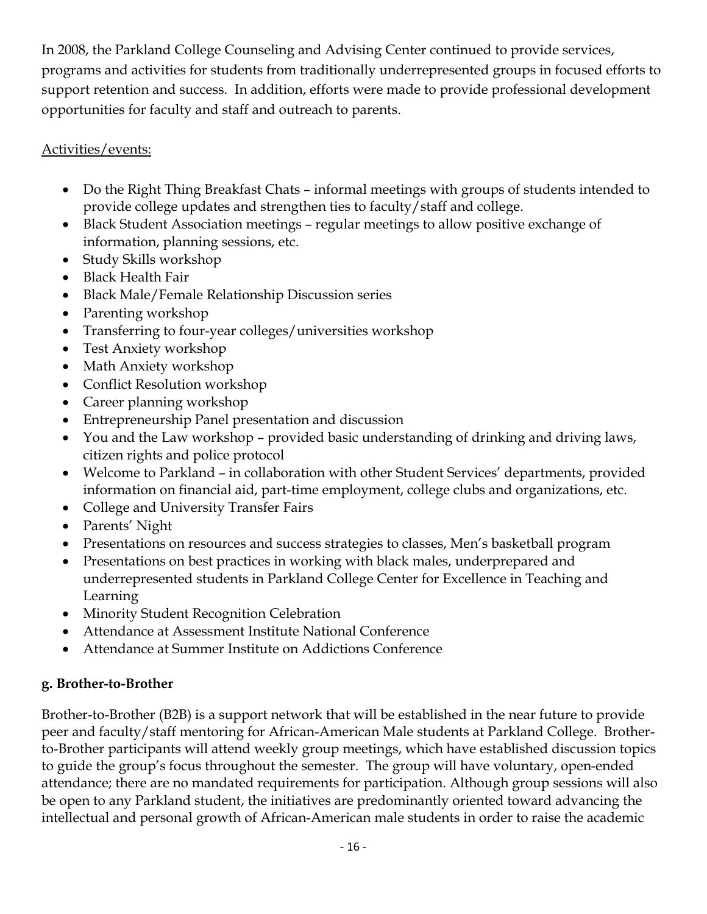In 2008, the Parkland College Counseling and Advising Center continued to provide services, programs and activities for students from traditionally underrepresented groups in focused efforts to support retention and success. In addition, efforts were made to provide professional development opportunities for faculty and staff and outreach to parents.

Activities/events:

- Do the Right Thing Breakfast Chats – informal meetings with groups of students intended to provide college updates and strengthen ties to faculty/staff and college.
- Black Student Association meetings – regular meetings to allow positive exchange of information, planning sessions, etc.
- Study Skills workshop
- Black Health Fair
- Black Male/Female Relationship Discussion series
- Parenting workshop
- Transferring to four-year colleges/universities workshop
- Test Anxiety workshop
- Math Anxiety workshop
- Conflict Resolution workshop
- Career planning workshop
- Entrepreneurship Panel presentation and discussion
- You and the Law workshop – provided basic understanding of drinking and driving laws, citizen rights and police protocol
- Welcome to Parkland – in collaboration with other Student Services' departments, provided information on financial aid, part-time employment, college clubs and organizations, etc.
- College and University Transfer Fairs
- Parents' Night
- Presentations on resources and success strategies to classes, Men's basketball program
- Presentations on best practices in working with black males, underprepared and underrepresented students in Parkland College Center for Excellence in Teaching and Learning
- Minority Student Recognition Celebration
- Attendance at Assessment Institute National Conference
- Attendance at Summer Institute on Addictions Conference

**g. Brother-to-Brother**

Brother-to-Brother (B2B) is a support network that will be established in the near future to provide peer and faculty/staff mentoring for African-American Male students at Parkland College. Brother-to-Brother participants will attend weekly group meetings, which have established discussion topics to guide the group's focus throughout the semester. The group will have voluntary, open-ended attendance; there are no mandated requirements for participation. Although group sessions will also be open to any Parkland student, the initiatives are predominantly oriented toward advancing the intellectual and personal growth of African-American male students in order to raise the academic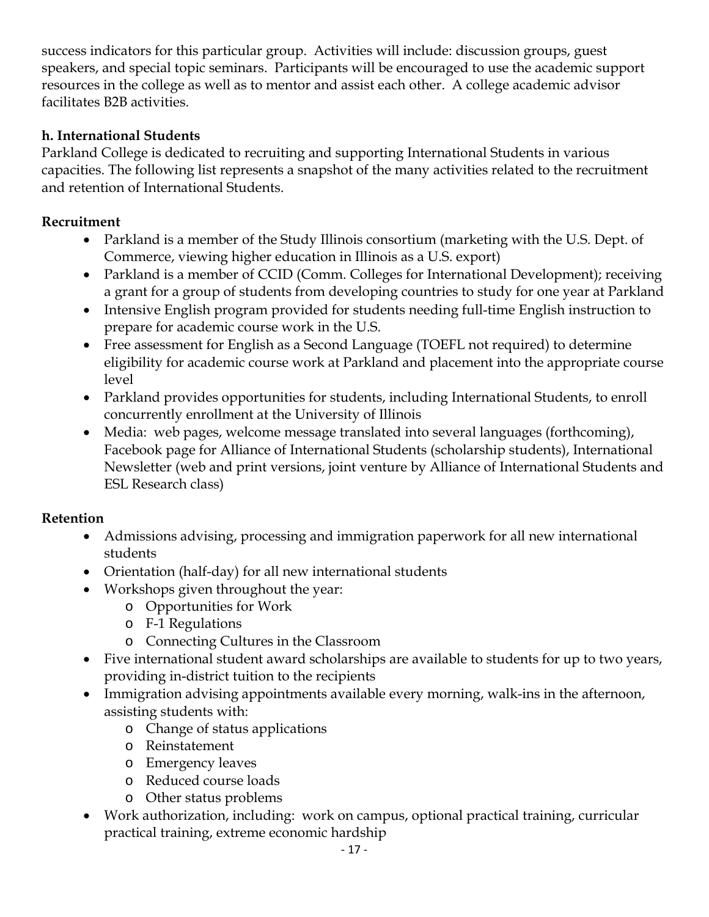success indicators for this particular group. Activities will include: discussion groups, guest speakers, and special topic seminars. Participants will be encouraged to use the academic support resources in the college as well as to mentor and assist each other. A college academic advisor facilitates B2B activities.

**h. International Students**

Parkland College is dedicated to recruiting and supporting International Students in various capacities. The following list represents a snapshot of the many activities related to the recruitment and retention of International Students.

**Recruitment**

- Parkland is a member of the Study Illinois consortium (marketing with the U.S. Dept. of Commerce, viewing higher education in Illinois as a U.S. export)
- Parkland is a member of CCID (Comm. Colleges for International Development); receiving a grant for a group of students from developing countries to study for one year at Parkland
- Intensive English program provided for students needing full-time English instruction to prepare for academic course work in the U.S.
- Free assessment for English as a Second Language (TOEFL not required) to determine eligibility for academic course work at Parkland and placement into the appropriate course level
- Parkland provides opportunities for students, including International Students, to enroll concurrently enrollment at the University of Illinois
- Media: web pages, welcome message translated into several languages (forthcoming), Facebook page for Alliance of International Students (scholarship students), International Newsletter (web and print versions, joint venture by Alliance of International Students and ESL Research class)

**Retention**

- Admissions advising, processing and immigration paperwork for all new international students
- Orientation (half-day) for all new international students
- Workshops given throughout the year:
  - Opportunities for Work
  - F-1 Regulations
  - Connecting Cultures in the Classroom
- Five international student award scholarships are available to students for up to two years, providing in-district tuition to the recipients
- Immigration advising appointments available every morning, walk-ins in the afternoon, assisting students with:
  - Change of status applications
  - Reinstatement
  - Emergency leaves
  - Reduced course loads
  - Other status problems
- Work authorization, including: work on campus, optional practical training, curricular practical training, extreme economic hardship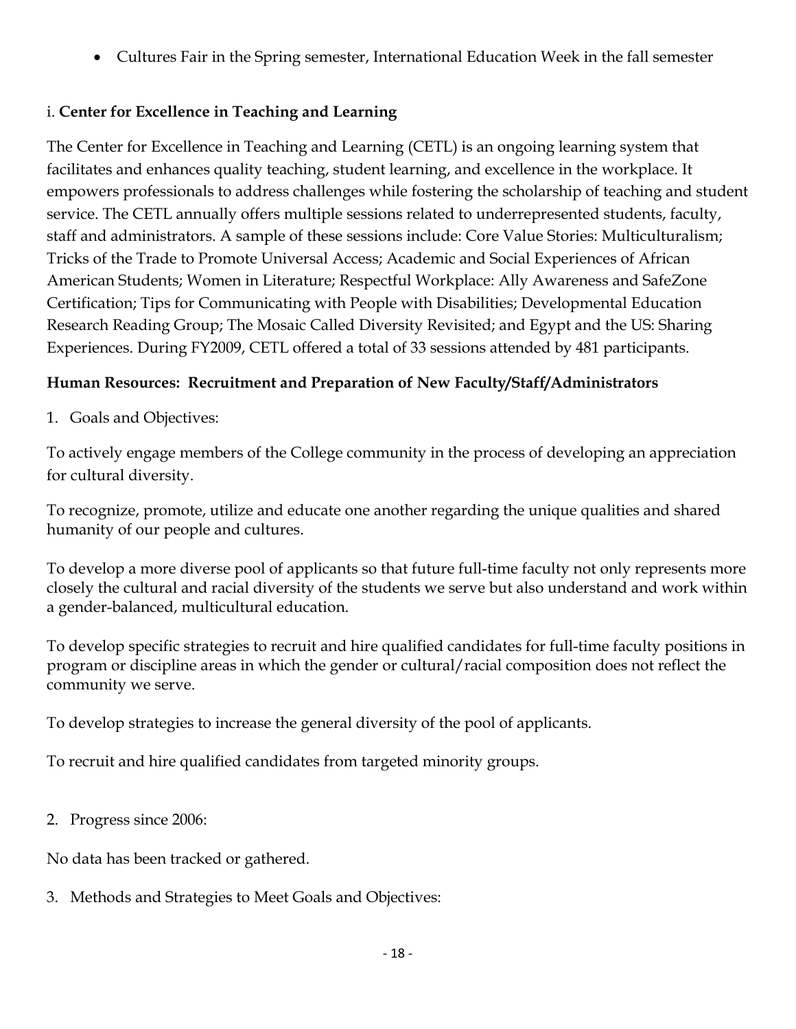- Cultures Fair in the Spring semester, International Education Week in the fall semester

i. **Center for Excellence in Teaching and Learning**

The Center for Excellence in Teaching and Learning (CETL) is an ongoing learning system that facilitates and enhances quality teaching, student learning, and excellence in the workplace. It empowers professionals to address challenges while fostering the scholarship of teaching and student service. The CETL annually offers multiple sessions related to underrepresented students, faculty, staff and administrators. A sample of these sessions include: Core Value Stories: Multiculturalism; Tricks of the Trade to Promote Universal Access; Academic and Social Experiences of African American Students; Women in Literature; Respectful Workplace: Ally Awareness and SafeZone Certification; Tips for Communicating with People with Disabilities; Developmental Education Research Reading Group; The Mosaic Called Diversity Revisited; and Egypt and the US: Sharing Experiences. During FY2009, CETL offered a total of 33 sessions attended by 481 participants.

**Human Resources: Recruitment and Preparation of New Faculty/Staff/Administrators**

1. Goals and Objectives:

To actively engage members of the College community in the process of developing an appreciation for cultural diversity.

To recognize, promote, utilize and educate one another regarding the unique qualities and shared humanity of our people and cultures.

To develop a more diverse pool of applicants so that future full-time faculty not only represents more closely the cultural and racial diversity of the students we serve but also understand and work within a gender-balanced, multicultural education.

To develop specific strategies to recruit and hire qualified candidates for full-time faculty positions in program or discipline areas in which the gender or cultural/racial composition does not reflect the community we serve.

To develop strategies to increase the general diversity of the pool of applicants.

To recruit and hire qualified candidates from targeted minority groups.

2. Progress since 2006:

No data has been tracked or gathered.

3. Methods and Strategies to Meet Goals and Objectives: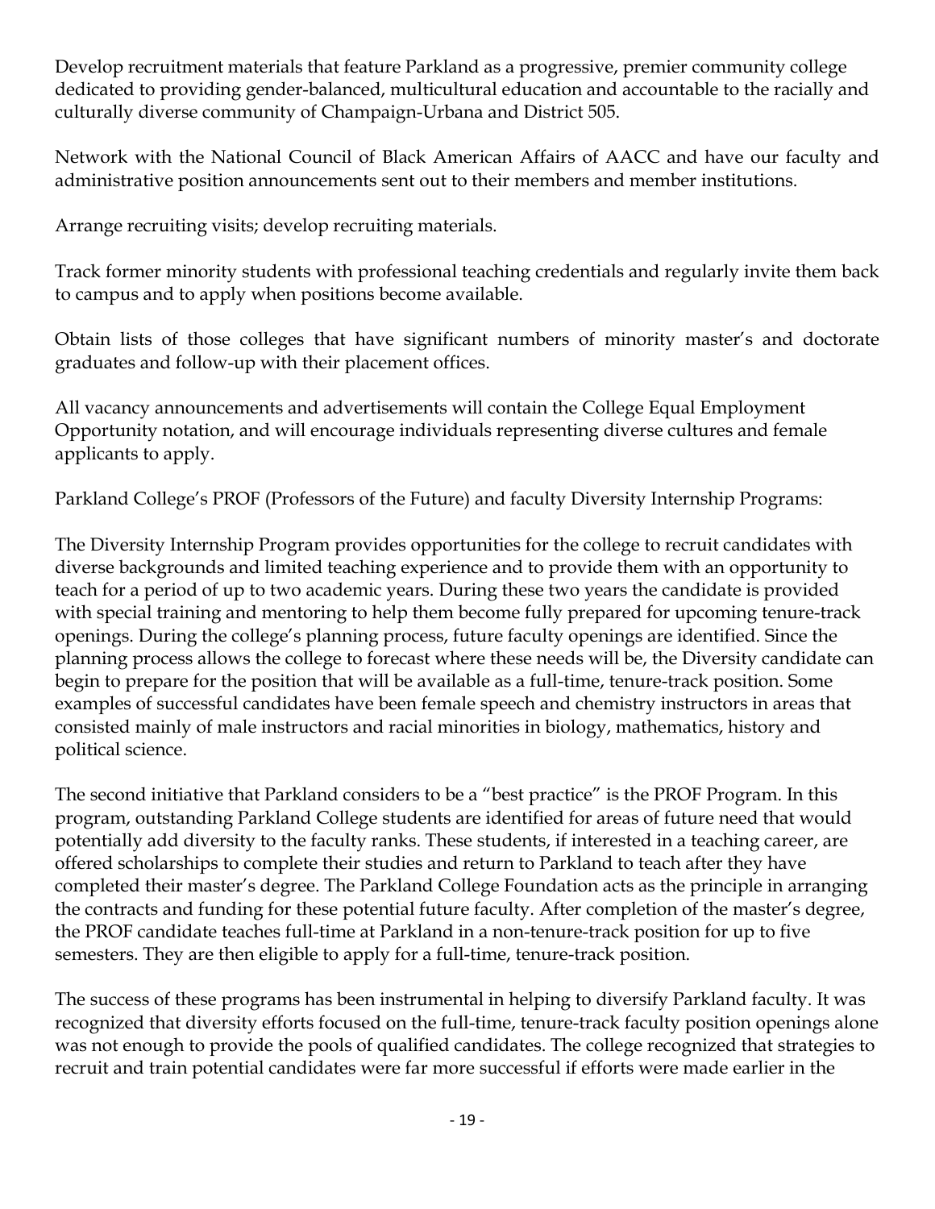Develop recruitment materials that feature Parkland as a progressive, premier community college dedicated to providing gender-balanced, multicultural education and accountable to the racially and culturally diverse community of Champaign-Urbana and District 505.

Network with the National Council of Black American Affairs of AACC and have our faculty and administrative position announcements sent out to their members and member institutions.

Arrange recruiting visits; develop recruiting materials.

Track former minority students with professional teaching credentials and regularly invite them back to campus and to apply when positions become available.

Obtain lists of those colleges that have significant numbers of minority master's and doctorate graduates and follow-up with their placement offices.

All vacancy announcements and advertisements will contain the College Equal Employment Opportunity notation, and will encourage individuals representing diverse cultures and female applicants to apply.

Parkland College's PROF (Professors of the Future) and faculty Diversity Internship Programs:

The Diversity Internship Program provides opportunities for the college to recruit candidates with diverse backgrounds and limited teaching experience and to provide them with an opportunity to teach for a period of up to two academic years. During these two years the candidate is provided with special training and mentoring to help them become fully prepared for upcoming tenure-track openings. During the college's planning process, future faculty openings are identified. Since the planning process allows the college to forecast where these needs will be, the Diversity candidate can begin to prepare for the position that will be available as a full-time, tenure-track position. Some examples of successful candidates have been female speech and chemistry instructors in areas that consisted mainly of male instructors and racial minorities in biology, mathematics, history and political science.

The second initiative that Parkland considers to be a "best practice" is the PROF Program. In this program, outstanding Parkland College students are identified for areas of future need that would potentially add diversity to the faculty ranks. These students, if interested in a teaching career, are offered scholarships to complete their studies and return to Parkland to teach after they have completed their master's degree. The Parkland College Foundation acts as the principle in arranging the contracts and funding for these potential future faculty. After completion of the master's degree, the PROF candidate teaches full-time at Parkland in a non-tenure-track position for up to five semesters. They are then eligible to apply for a full-time, tenure-track position.

The success of these programs has been instrumental in helping to diversify Parkland faculty. It was recognized that diversity efforts focused on the full-time, tenure-track faculty position openings alone was not enough to provide the pools of qualified candidates. The college recognized that strategies to recruit and train potential candidates were far more successful if efforts were made earlier in the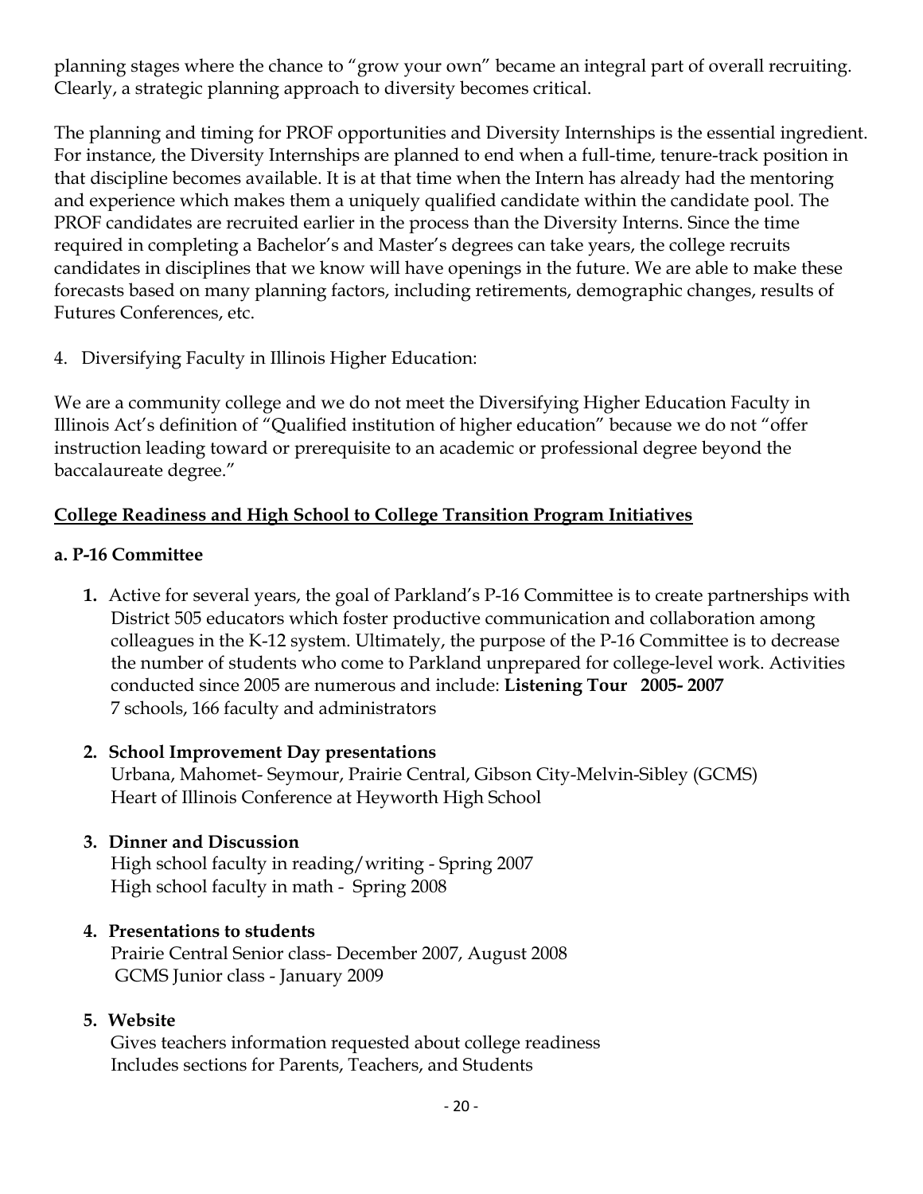planning stages where the chance to "grow your own" became an integral part of overall recruiting. Clearly, a strategic planning approach to diversity becomes critical.

The planning and timing for PROF opportunities and Diversity Internships is the essential ingredient. For instance, the Diversity Internships are planned to end when a full-time, tenure-track position in that discipline becomes available. It is at that time when the Intern has already had the mentoring and experience which makes them a uniquely qualified candidate within the candidate pool. The PROF candidates are recruited earlier in the process than the Diversity Interns. Since the time required in completing a Bachelor's and Master's degrees can take years, the college recruits candidates in disciplines that we know will have openings in the future. We are able to make these forecasts based on many planning factors, including retirements, demographic changes, results of Futures Conferences, etc.

4. Diversifying Faculty in Illinois Higher Education:

We are a community college and we do not meet the Diversifying Higher Education Faculty in Illinois Act's definition of "Qualified institution of higher education" because we do not "offer instruction leading toward or prerequisite to an academic or professional degree beyond the baccalaureate degree."

## College Readiness and High School to College Transition Program Initiatives

### a. P-16 Committee

1. Active for several years, the goal of Parkland's P-16 Committee is to create partnerships with District 505 educators which foster productive communication and collaboration among colleagues in the K-12 system. Ultimately, the purpose of the P-16 Committee is to decrease the number of students who come to Parkland unprepared for college-level work. Activities conducted since 2005 are numerous and include: **Listening Tour 2005- 2007**
   7 schools, 166 faculty and administrators

2. **School Improvement Day presentations**
   Urbana, Mahomet- Seymour, Prairie Central, Gibson City-Melvin-Sibley (GCMS)
   Heart of Illinois Conference at Heyworth High School

3. **Dinner and Discussion**
   High school faculty in reading/writing - Spring 2007
   High school faculty in math - Spring 2008

4. **Presentations to students**
   Prairie Central Senior class- December 2007, August 2008
   GCMS Junior class - January 2009

5. **Website**
   Gives teachers information requested about college readiness
   Includes sections for Parents, Teachers, and Students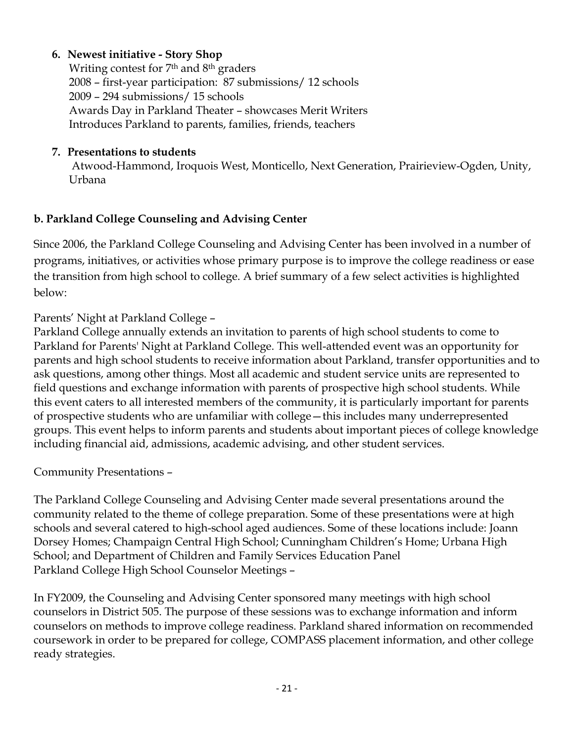6. **Newest initiative - Story Shop**
   Writing contest for 7th and 8th graders
   2008 – first-year participation: 87 submissions/ 12 schools
   2009 – 294 submissions/ 15 schools
   Awards Day in Parkland Theater – showcases Merit Writers
   Introduces Parkland to parents, families, friends, teachers

7. **Presentations to students**
   Atwood-Hammond, Iroquois West, Monticello, Next Generation, Prairieview-Ogden, Unity, Urbana

**b. Parkland College Counseling and Advising Center**

Since 2006, the Parkland College Counseling and Advising Center has been involved in a number of programs, initiatives, or activities whose primary purpose is to improve the college readiness or ease the transition from high school to college. A brief summary of a few select activities is highlighted below:

Parents' Night at Parkland College –
Parkland College annually extends an invitation to parents of high school students to come to Parkland for Parents' Night at Parkland College. This well-attended event was an opportunity for parents and high school students to receive information about Parkland, transfer opportunities and to ask questions, among other things. Most all academic and student service units are represented to field questions and exchange information with parents of prospective high school students. While this event caters to all interested members of the community, it is particularly important for parents of prospective students who are unfamiliar with college—this includes many underrepresented groups. This event helps to inform parents and students about important pieces of college knowledge including financial aid, admissions, academic advising, and other student services.

Community Presentations –

The Parkland College Counseling and Advising Center made several presentations around the community related to the theme of college preparation. Some of these presentations were at high schools and several catered to high-school aged audiences. Some of these locations include: Joann Dorsey Homes; Champaign Central High School; Cunningham Children's Home; Urbana High School; and Department of Children and Family Services Education Panel
Parkland College High School Counselor Meetings –

In FY2009, the Counseling and Advising Center sponsored many meetings with high school counselors in District 505. The purpose of these sessions was to exchange information and inform counselors on methods to improve college readiness. Parkland shared information on recommended coursework in order to be prepared for college, COMPASS placement information, and other college ready strategies.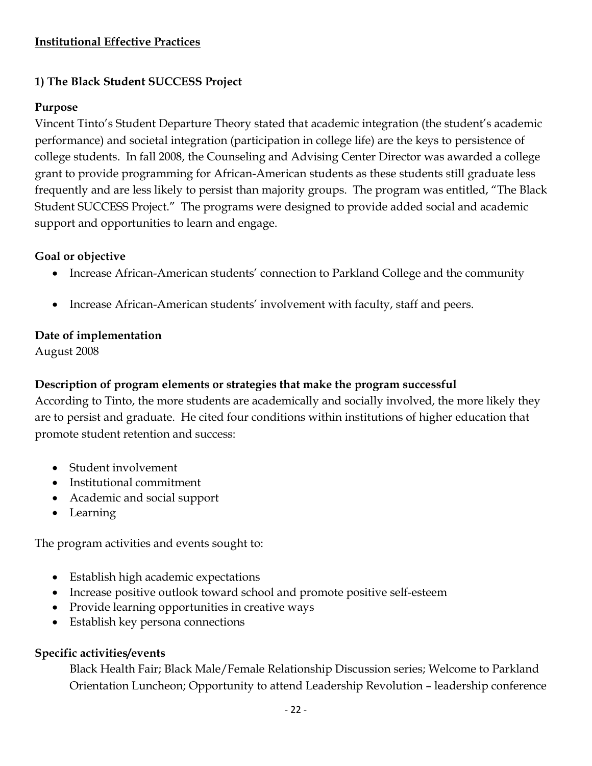## Institutional Effective Practices

### 1) The Black Student SUCCESS Project

**Purpose**

Vincent Tinto's Student Departure Theory stated that academic integration (the student's academic performance) and societal integration (participation in college life) are the keys to persistence of college students. In fall 2008, the Counseling and Advising Center Director was awarded a college grant to provide programming for African-American students as these students still graduate less frequently and are less likely to persist than majority groups. The program was entitled, "The Black Student SUCCESS Project." The programs were designed to provide added social and academic support and opportunities to learn and engage.

**Goal or objective**

- Increase African-American students' connection to Parkland College and the community
- Increase African-American students' involvement with faculty, staff and peers.

**Date of implementation**

August 2008

**Description of program elements or strategies that make the program successful**

According to Tinto, the more students are academically and socially involved, the more likely they are to persist and graduate. He cited four conditions within institutions of higher education that promote student retention and success:

- Student involvement
- Institutional commitment
- Academic and social support
- Learning

The program activities and events sought to:

- Establish high academic expectations
- Increase positive outlook toward school and promote positive self-esteem
- Provide learning opportunities in creative ways
- Establish key persona connections

**Specific activities/events**

Black Health Fair; Black Male/Female Relationship Discussion series; Welcome to Parkland Orientation Luncheon; Opportunity to attend Leadership Revolution – leadership conference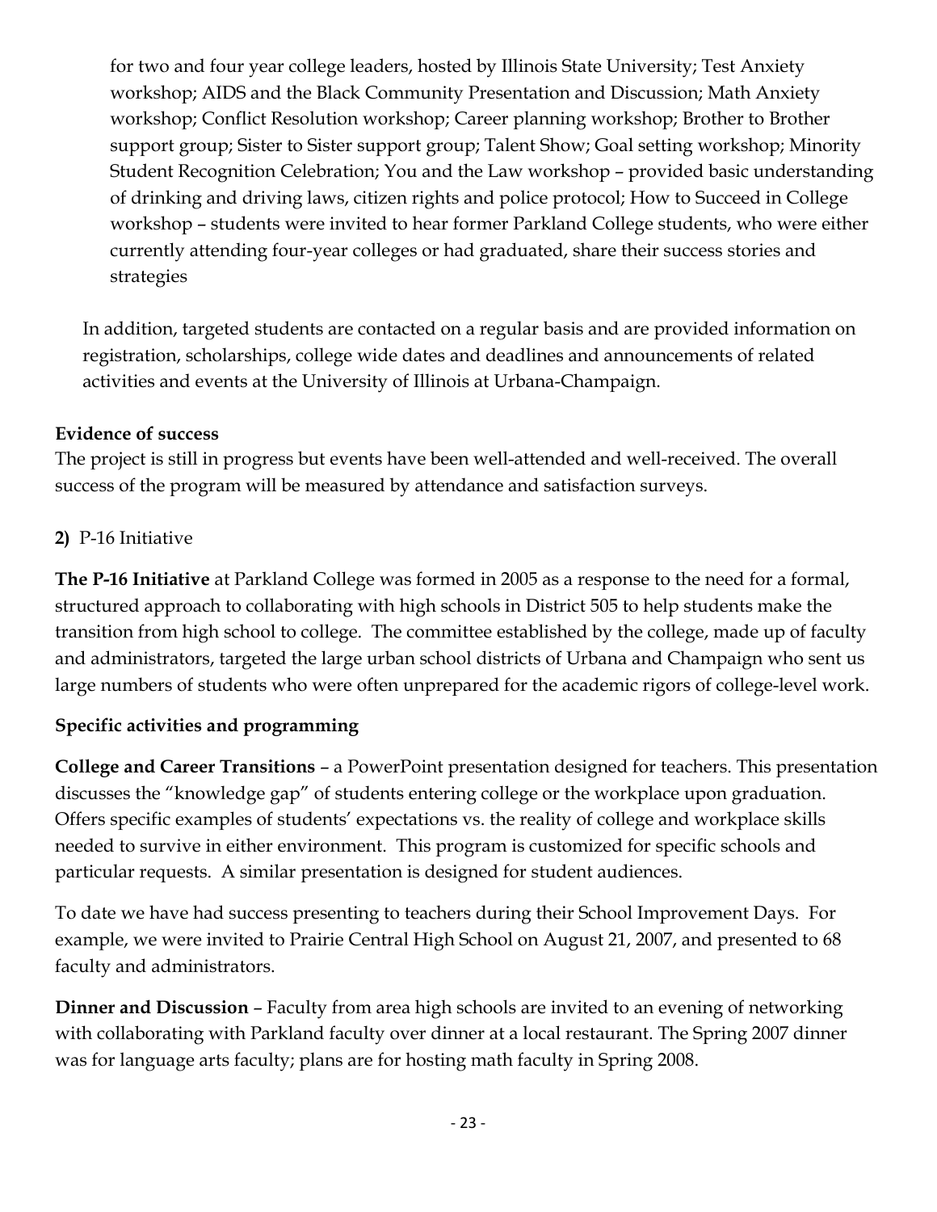for two and four year college leaders, hosted by Illinois State University; Test Anxiety workshop; AIDS and the Black Community Presentation and Discussion; Math Anxiety workshop; Conflict Resolution workshop; Career planning workshop; Brother to Brother support group; Sister to Sister support group; Talent Show; Goal setting workshop; Minority Student Recognition Celebration; You and the Law workshop – provided basic understanding of drinking and driving laws, citizen rights and police protocol; How to Succeed in College workshop – students were invited to hear former Parkland College students, who were either currently attending four-year colleges or had graduated, share their success stories and strategies

In addition, targeted students are contacted on a regular basis and are provided information on registration, scholarships, college wide dates and deadlines and announcements of related activities and events at the University of Illinois at Urbana-Champaign.

**Evidence of success**

The project is still in progress but events have been well-attended and well-received. The overall success of the program will be measured by attendance and satisfaction surveys.

**2)** P-16 Initiative

**The P-16 Initiative** at Parkland College was formed in 2005 as a response to the need for a formal, structured approach to collaborating with high schools in District 505 to help students make the transition from high school to college. The committee established by the college, made up of faculty and administrators, targeted the large urban school districts of Urbana and Champaign who sent us large numbers of students who were often unprepared for the academic rigors of college-level work.

**Specific activities and programming**

**College and Career Transitions** – a PowerPoint presentation designed for teachers. This presentation discusses the "knowledge gap" of students entering college or the workplace upon graduation. Offers specific examples of students' expectations vs. the reality of college and workplace skills needed to survive in either environment. This program is customized for specific schools and particular requests. A similar presentation is designed for student audiences.

To date we have had success presenting to teachers during their School Improvement Days. For example, we were invited to Prairie Central High School on August 21, 2007, and presented to 68 faculty and administrators.

**Dinner and Discussion** – Faculty from area high schools are invited to an evening of networking with collaborating with Parkland faculty over dinner at a local restaurant. The Spring 2007 dinner was for language arts faculty; plans are for hosting math faculty in Spring 2008.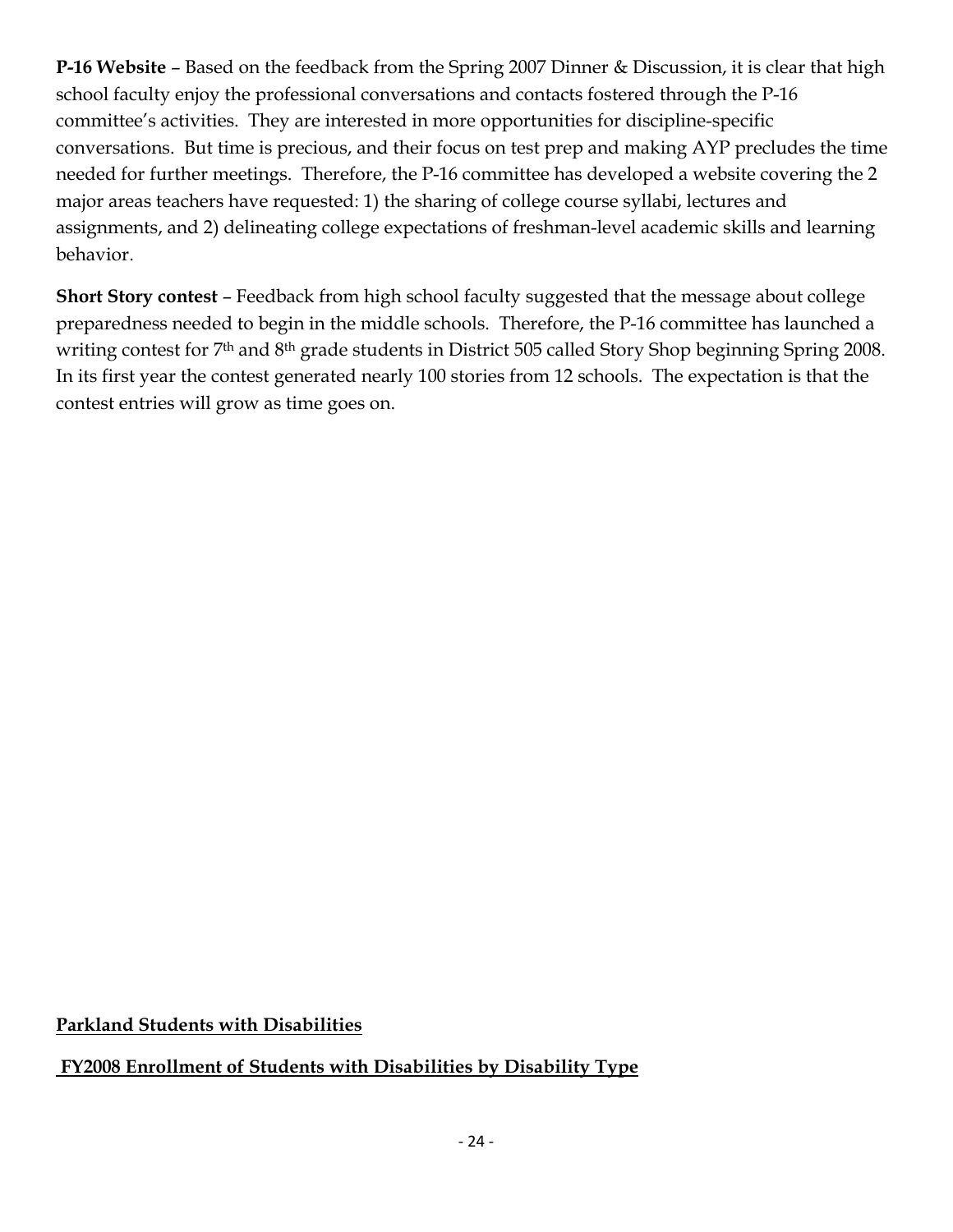**P-16 Website** – Based on the feedback from the Spring 2007 Dinner & Discussion, it is clear that high school faculty enjoy the professional conversations and contacts fostered through the P-16 committee's activities. They are interested in more opportunities for discipline-specific conversations. But time is precious, and their focus on test prep and making AYP precludes the time needed for further meetings. Therefore, the P-16 committee has developed a website covering the 2 major areas teachers have requested: 1) the sharing of college course syllabi, lectures and assignments, and 2) delineating college expectations of freshman-level academic skills and learning behavior.

**Short Story contest** – Feedback from high school faculty suggested that the message about college preparedness needed to begin in the middle schools. Therefore, the P-16 committee has launched a writing contest for 7th and 8th grade students in District 505 called Story Shop beginning Spring 2008. In its first year the contest generated nearly 100 stories from 12 schools. The expectation is that the contest entries will grow as time goes on.

**Parkland Students with Disabilities**

**FY2008 Enrollment of Students with Disabilities by Disability Type**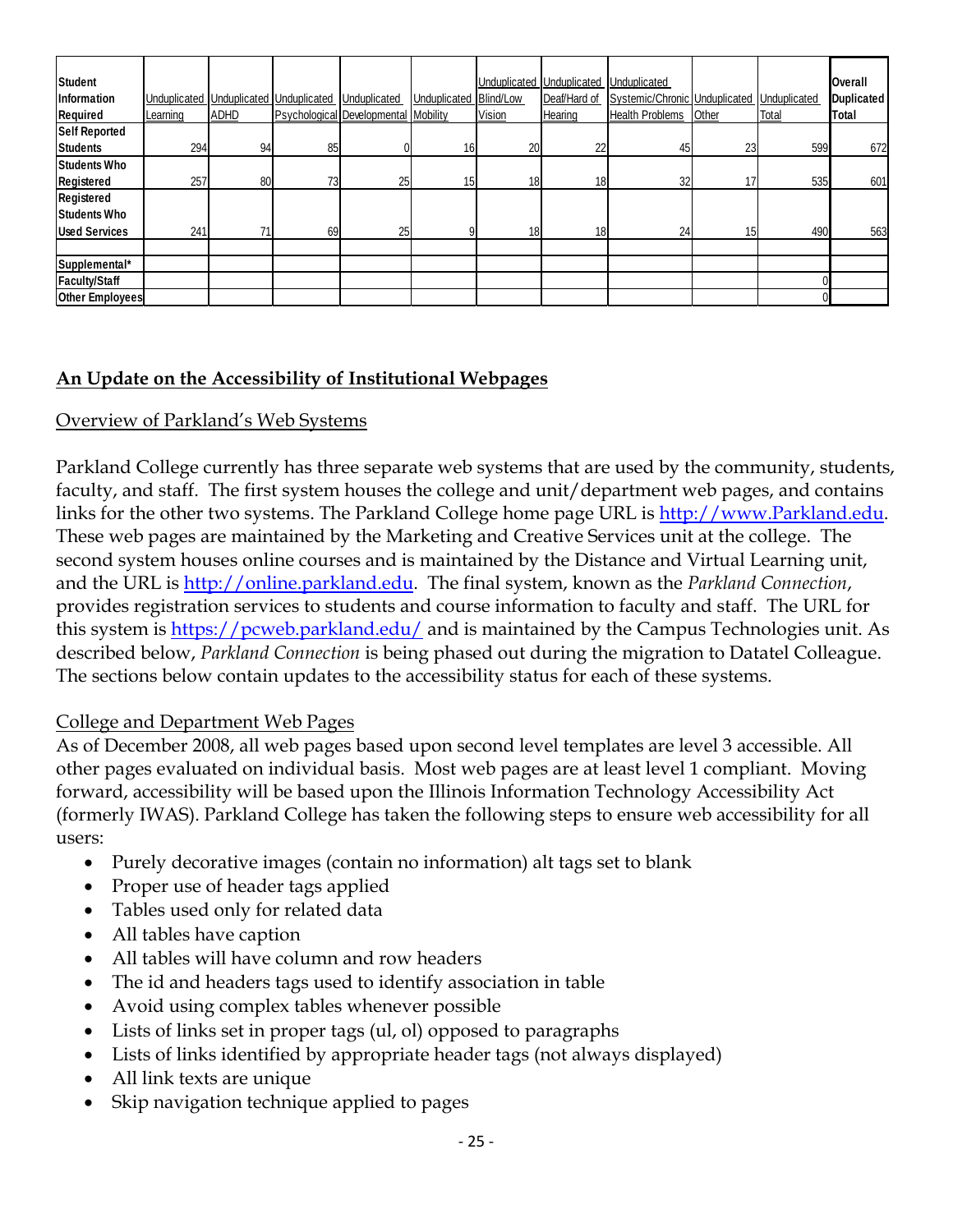| Student Information Required | Unduplicated Learning | Unduplicated ADHD | Unduplicated Psychological | Unduplicated Developmental | Unduplicated Mobility | Unduplicated Blind/Low Vision | Unduplicated Deaf/Hard of Hearing | Unduplicated Systemic/Chronic Health Problems | Unduplicated Other | Unduplicated Total | Overall Duplicated Total |
|---|---|---|---|---|---|---|---|---|---|---|---|
| Self Reported Students | 294 | 94 | 85 | 0 | 16 | 20 | 22 | 45 | 23 | 599 | 672 |
| Students Who Registered | 257 | 80 | 73 | 25 | 15 | 18 | 18 | 32 | 17 | 535 | 601 |
| Registered Students Who Used Services | 241 | 71 | 69 | 25 | 9 | 18 | 18 | 24 | 15 | 490 | 563 |
| | | | | | | | | | | | |
| Supplemental* | | | | | | | | | | | |
| Faculty/Staff | | | | | | | | | | 0 | |
| Other Employees | | | | | | | | | | 0 | |

## An Update on the Accessibility of Institutional Webpages

### Overview of Parkland's Web Systems

Parkland College currently has three separate web systems that are used by the community, students, faculty, and staff. The first system houses the college and unit/department web pages, and contains links for the other two systems. The Parkland College home page URL is http://www.Parkland.edu. These web pages are maintained by the Marketing and Creative Services unit at the college. The second system houses online courses and is maintained by the Distance and Virtual Learning unit, and the URL is http://online.parkland.edu. The final system, known as the *Parkland Connection*, provides registration services to students and course information to faculty and staff. The URL for this system is https://pcweb.parkland.edu/ and is maintained by the Campus Technologies unit. As described below, *Parkland Connection* is being phased out during the migration to Datatel Colleague. The sections below contain updates to the accessibility status for each of these systems.

### College and Department Web Pages

As of December 2008, all web pages based upon second level templates are level 3 accessible. All other pages evaluated on individual basis. Most web pages are at least level 1 compliant. Moving forward, accessibility will be based upon the Illinois Information Technology Accessibility Act (formerly IWAS). Parkland College has taken the following steps to ensure web accessibility for all users:

- Purely decorative images (contain no information) alt tags set to blank
- Proper use of header tags applied
- Tables used only for related data
- All tables have caption
- All tables will have column and row headers
- The id and headers tags used to identify association in table
- Avoid using complex tables whenever possible
- Lists of links set in proper tags (ul, ol) opposed to paragraphs
- Lists of links identified by appropriate header tags (not always displayed)
- All link texts are unique
- Skip navigation technique applied to pages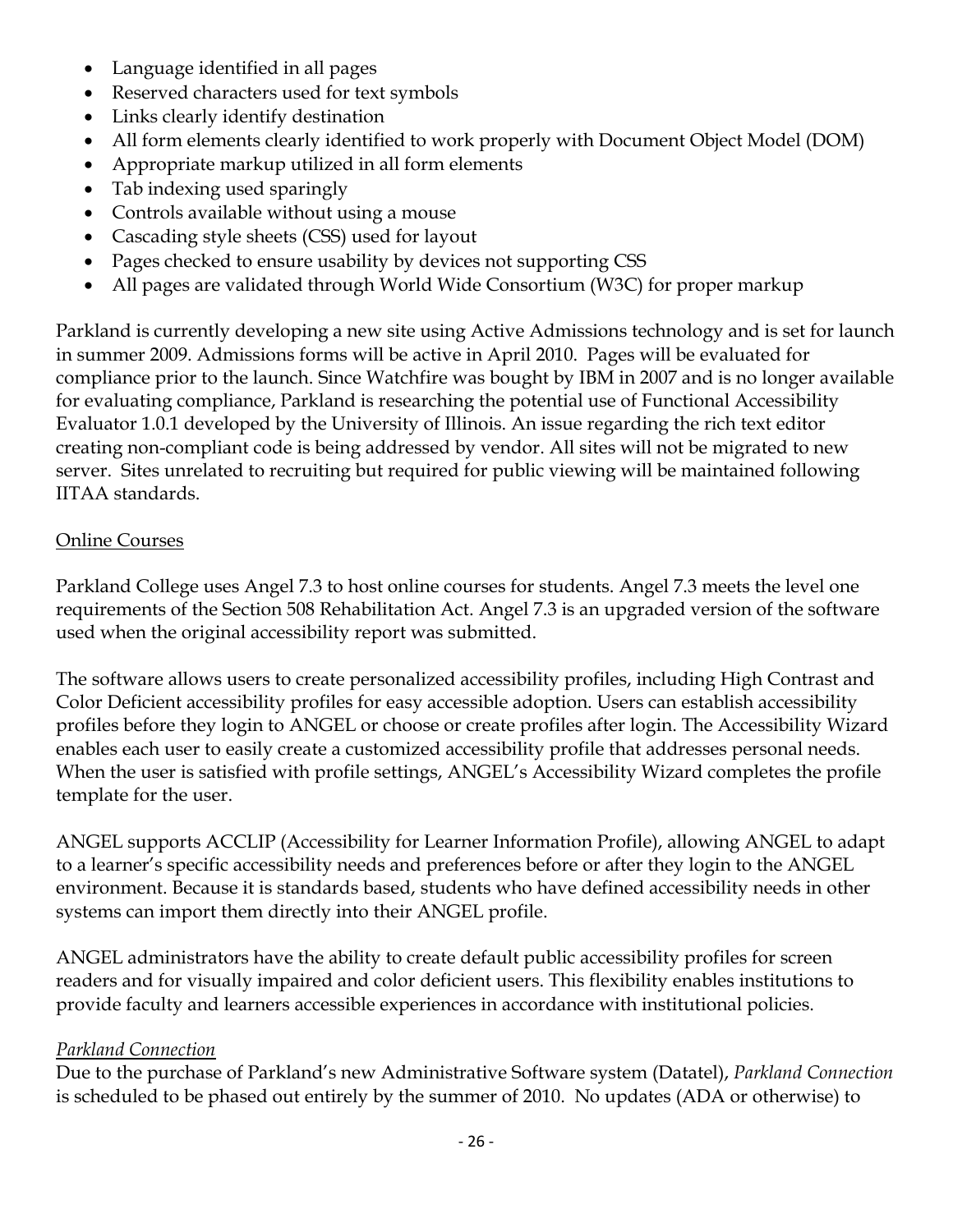- Language identified in all pages
- Reserved characters used for text symbols
- Links clearly identify destination
- All form elements clearly identified to work properly with Document Object Model (DOM)
- Appropriate markup utilized in all form elements
- Tab indexing used sparingly
- Controls available without using a mouse
- Cascading style sheets (CSS) used for layout
- Pages checked to ensure usability by devices not supporting CSS
- All pages are validated through World Wide Consortium (W3C) for proper markup

Parkland is currently developing a new site using Active Admissions technology and is set for launch in summer 2009. Admissions forms will be active in April 2010. Pages will be evaluated for compliance prior to the launch. Since Watchfire was bought by IBM in 2007 and is no longer available for evaluating compliance, Parkland is researching the potential use of Functional Accessibility Evaluator 1.0.1 developed by the University of Illinois. An issue regarding the rich text editor creating non-compliant code is being addressed by vendor. All sites will not be migrated to new server. Sites unrelated to recruiting but required for public viewing will be maintained following IITAA standards.

<u>Online Courses</u>

Parkland College uses Angel 7.3 to host online courses for students. Angel 7.3 meets the level one requirements of the Section 508 Rehabilitation Act. Angel 7.3 is an upgraded version of the software used when the original accessibility report was submitted.

The software allows users to create personalized accessibility profiles, including High Contrast and Color Deficient accessibility profiles for easy accessible adoption. Users can establish accessibility profiles before they login to ANGEL or choose or create profiles after login. The Accessibility Wizard enables each user to easily create a customized accessibility profile that addresses personal needs. When the user is satisfied with profile settings, ANGEL's Accessibility Wizard completes the profile template for the user.

ANGEL supports ACCLIP (Accessibility for Learner Information Profile), allowing ANGEL to adapt to a learner's specific accessibility needs and preferences before or after they login to the ANGEL environment. Because it is standards based, students who have defined accessibility needs in other systems can import them directly into their ANGEL profile.

ANGEL administrators have the ability to create default public accessibility profiles for screen readers and for visually impaired and color deficient users. This flexibility enables institutions to provide faculty and learners accessible experiences in accordance with institutional policies.

<u>*Parkland Connection*</u>

Due to the purchase of Parkland's new Administrative Software system (Datatel), *Parkland Connection* is scheduled to be phased out entirely by the summer of 2010. No updates (ADA or otherwise) to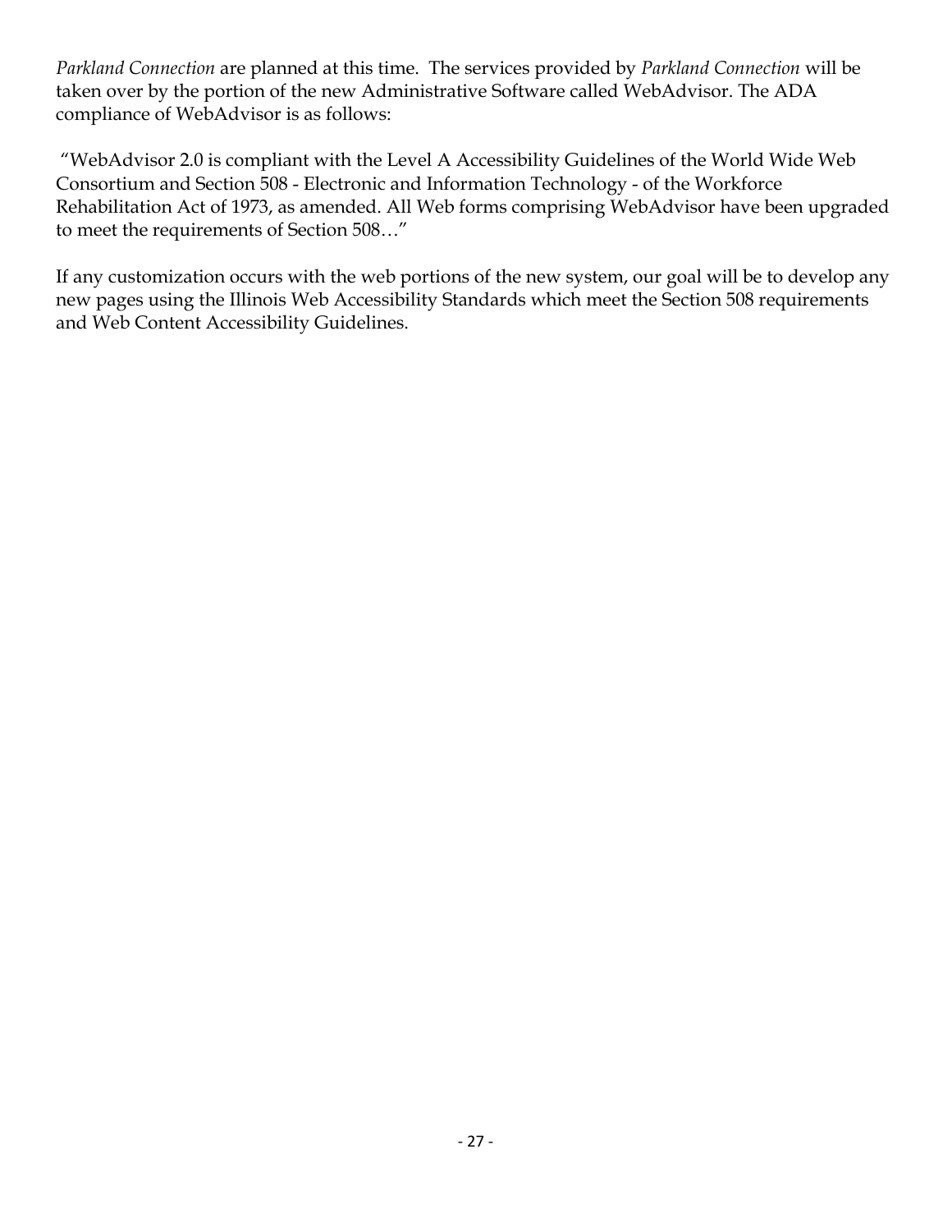*Parkland Connection* are planned at this time. The services provided by *Parkland Connection* will be taken over by the portion of the new Administrative Software called WebAdvisor. The ADA compliance of WebAdvisor is as follows:

"WebAdvisor 2.0 is compliant with the Level A Accessibility Guidelines of the World Wide Web Consortium and Section 508 - Electronic and Information Technology - of the Workforce Rehabilitation Act of 1973, as amended. All Web forms comprising WebAdvisor have been upgraded to meet the requirements of Section 508…"

If any customization occurs with the web portions of the new system, our goal will be to develop any new pages using the Illinois Web Accessibility Standards which meet the Section 508 requirements and Web Content Accessibility Guidelines.